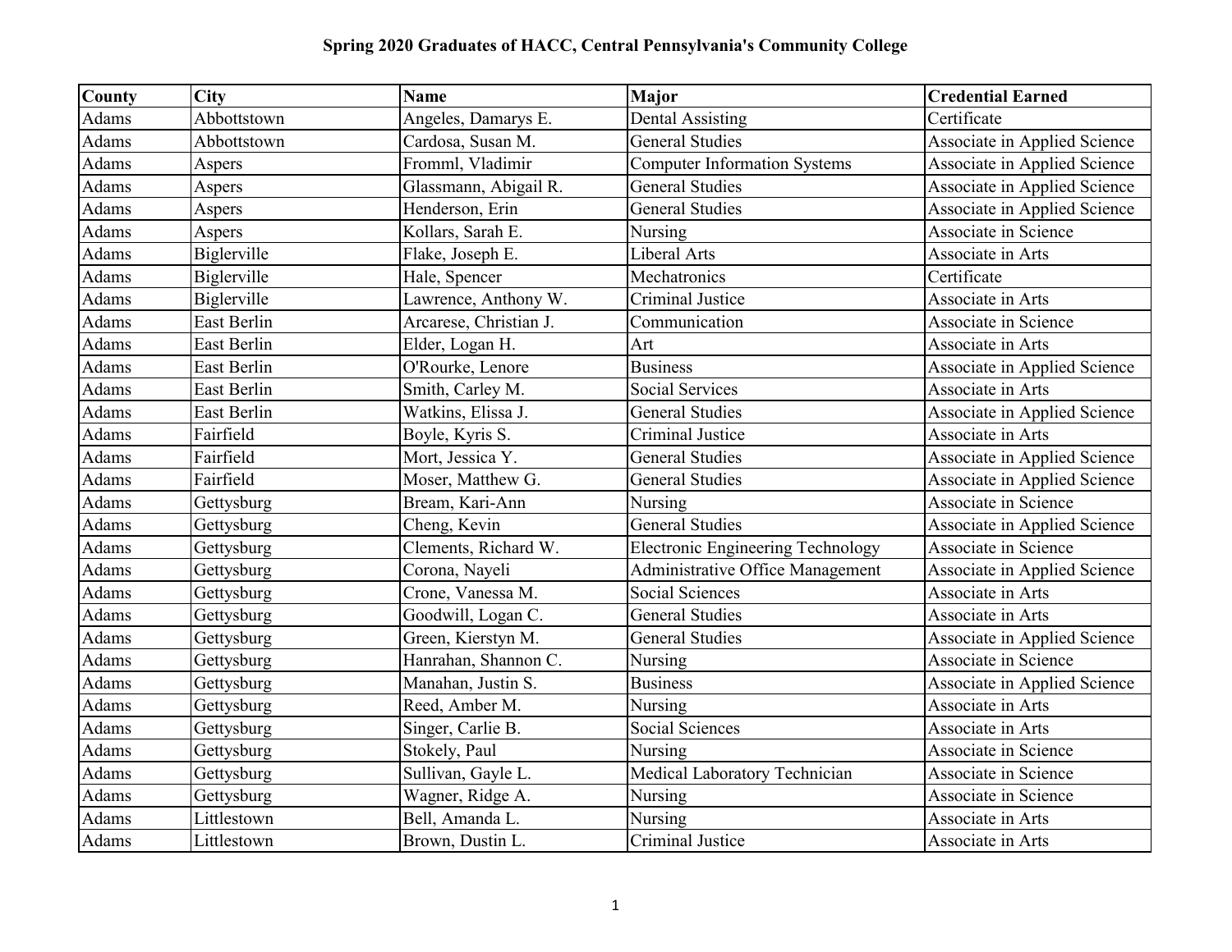# Spring 2020 Graduates of HACC, Central Pennsylvania's Community College

| County | City | Name | Major | Credential Earned |
|---|---|---|---|---|
| Adams | Abbottstown | Angeles, Damarys E. | Dental Assisting | Certificate |
| Adams | Abbottstown | Cardosa, Susan M. | General Studies | Associate in Applied Science |
| Adams | Aspers | Fromml, Vladimir | Computer Information Systems | Associate in Applied Science |
| Adams | Aspers | Glassmann, Abigail R. | General Studies | Associate in Applied Science |
| Adams | Aspers | Henderson, Erin | General Studies | Associate in Applied Science |
| Adams | Aspers | Kollars, Sarah E. | Nursing | Associate in Science |
| Adams | Biglerville | Flake, Joseph E. | Liberal Arts | Associate in Arts |
| Adams | Biglerville | Hale, Spencer | Mechatronics | Certificate |
| Adams | Biglerville | Lawrence, Anthony W. | Criminal Justice | Associate in Arts |
| Adams | East Berlin | Arcarese, Christian J. | Communication | Associate in Science |
| Adams | East Berlin | Elder, Logan H. | Art | Associate in Arts |
| Adams | East Berlin | O'Rourke, Lenore | Business | Associate in Applied Science |
| Adams | East Berlin | Smith, Carley M. | Social Services | Associate in Arts |
| Adams | East Berlin | Watkins, Elissa J. | General Studies | Associate in Applied Science |
| Adams | Fairfield | Boyle, Kyris S. | Criminal Justice | Associate in Arts |
| Adams | Fairfield | Mort, Jessica Y. | General Studies | Associate in Applied Science |
| Adams | Fairfield | Moser, Matthew G. | General Studies | Associate in Applied Science |
| Adams | Gettysburg | Bream, Kari-Ann | Nursing | Associate in Science |
| Adams | Gettysburg | Cheng, Kevin | General Studies | Associate in Applied Science |
| Adams | Gettysburg | Clements, Richard W. | Electronic Engineering Technology | Associate in Science |
| Adams | Gettysburg | Corona, Nayeli | Administrative Office Management | Associate in Applied Science |
| Adams | Gettysburg | Crone, Vanessa M. | Social Sciences | Associate in Arts |
| Adams | Gettysburg | Goodwill, Logan C. | General Studies | Associate in Arts |
| Adams | Gettysburg | Green, Kierstyn M. | General Studies | Associate in Applied Science |
| Adams | Gettysburg | Hanrahan, Shannon C. | Nursing | Associate in Science |
| Adams | Gettysburg | Manahan, Justin S. | Business | Associate in Applied Science |
| Adams | Gettysburg | Reed, Amber M. | Nursing | Associate in Arts |
| Adams | Gettysburg | Singer, Carlie B. | Social Sciences | Associate in Arts |
| Adams | Gettysburg | Stokely, Paul | Nursing | Associate in Science |
| Adams | Gettysburg | Sullivan, Gayle L. | Medical Laboratory Technician | Associate in Science |
| Adams | Gettysburg | Wagner, Ridge A. | Nursing | Associate in Science |
| Adams | Littlestown | Bell, Amanda L. | Nursing | Associate in Arts |
| Adams | Littlestown | Brown, Dustin L. | Criminal Justice | Associate in Arts |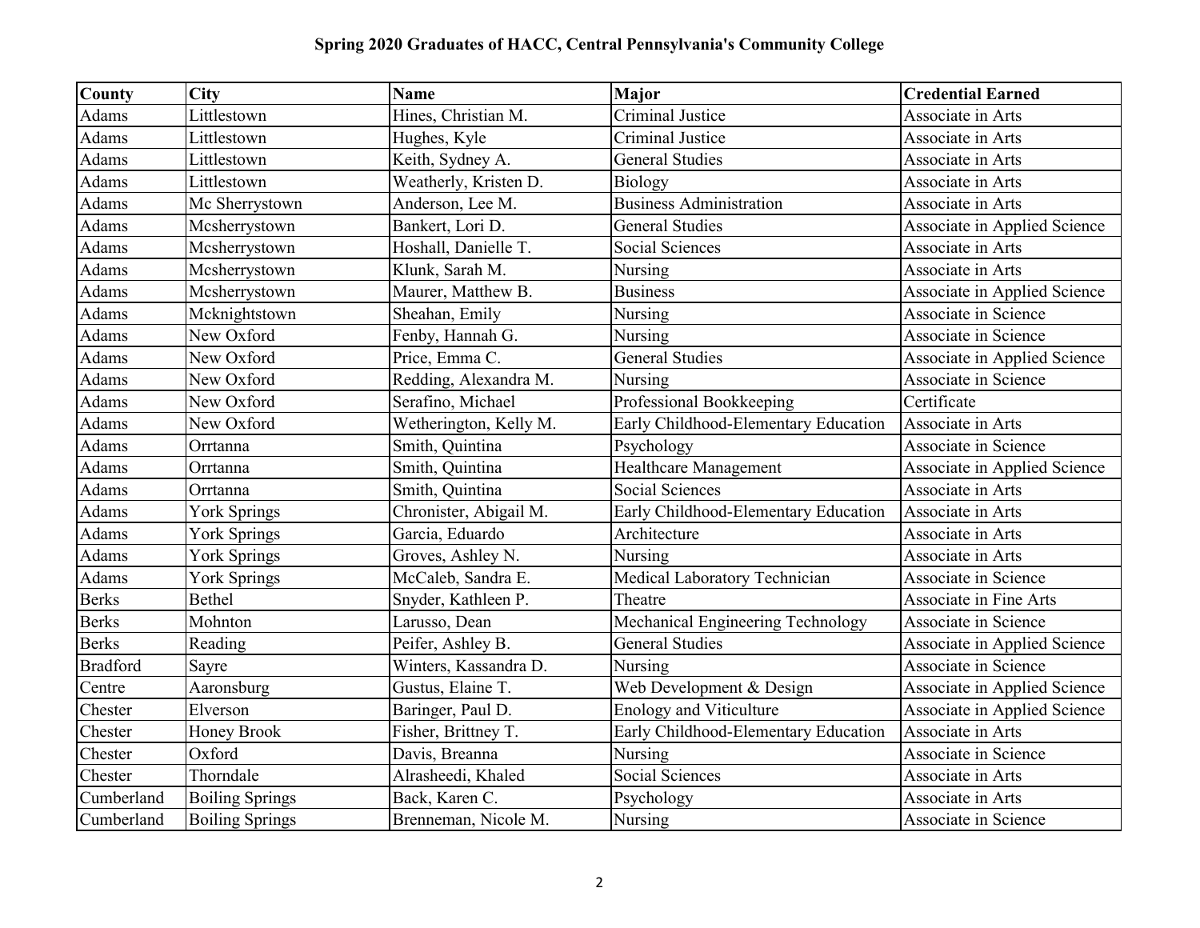# Spring 2020 Graduates of HACC, Central Pennsylvania's Community College

| County | City | Name | Major | Credential Earned |
|---|---|---|---|---|
| Adams | Littlestown | Hines, Christian M. | Criminal Justice | Associate in Arts |
| Adams | Littlestown | Hughes, Kyle | Criminal Justice | Associate in Arts |
| Adams | Littlestown | Keith, Sydney A. | General Studies | Associate in Arts |
| Adams | Littlestown | Weatherly, Kristen D. | Biology | Associate in Arts |
| Adams | Mc Sherrystown | Anderson, Lee M. | Business Administration | Associate in Arts |
| Adams | Mcsherrystown | Bankert, Lori D. | General Studies | Associate in Applied Science |
| Adams | Mcsherrystown | Hoshall, Danielle T. | Social Sciences | Associate in Arts |
| Adams | Mcsherrystown | Klunk, Sarah M. | Nursing | Associate in Arts |
| Adams | Mcsherrystown | Maurer, Matthew B. | Business | Associate in Applied Science |
| Adams | Mcknightstown | Sheahan, Emily | Nursing | Associate in Science |
| Adams | New Oxford | Fenby, Hannah G. | Nursing | Associate in Science |
| Adams | New Oxford | Price, Emma C. | General Studies | Associate in Applied Science |
| Adams | New Oxford | Redding, Alexandra M. | Nursing | Associate in Science |
| Adams | New Oxford | Serafino, Michael | Professional Bookkeeping | Certificate |
| Adams | New Oxford | Wetherington, Kelly M. | Early Childhood-Elementary Education | Associate in Arts |
| Adams | Orrtanna | Smith, Quintina | Psychology | Associate in Science |
| Adams | Orrtanna | Smith, Quintina | Healthcare Management | Associate in Applied Science |
| Adams | Orrtanna | Smith, Quintina | Social Sciences | Associate in Arts |
| Adams | York Springs | Chronister, Abigail M. | Early Childhood-Elementary Education | Associate in Arts |
| Adams | York Springs | Garcia, Eduardo | Architecture | Associate in Arts |
| Adams | York Springs | Groves, Ashley N. | Nursing | Associate in Arts |
| Adams | York Springs | McCaleb, Sandra E. | Medical Laboratory Technician | Associate in Science |
| Berks | Bethel | Snyder, Kathleen P. | Theatre | Associate in Fine Arts |
| Berks | Mohnton | Larusso, Dean | Mechanical Engineering Technology | Associate in Science |
| Berks | Reading | Peifer, Ashley B. | General Studies | Associate in Applied Science |
| Bradford | Sayre | Winters, Kassandra D. | Nursing | Associate in Science |
| Centre | Aaronsburg | Gustus, Elaine T. | Web Development & Design | Associate in Applied Science |
| Chester | Elverson | Baringer, Paul D. | Enology and Viticulture | Associate in Applied Science |
| Chester | Honey Brook | Fisher, Brittney T. | Early Childhood-Elementary Education | Associate in Arts |
| Chester | Oxford | Davis, Breanna | Nursing | Associate in Science |
| Chester | Thorndale | Alrasheedi, Khaled | Social Sciences | Associate in Arts |
| Cumberland | Boiling Springs | Back, Karen C. | Psychology | Associate in Arts |
| Cumberland | Boiling Springs | Brenneman, Nicole M. | Nursing | Associate in Science |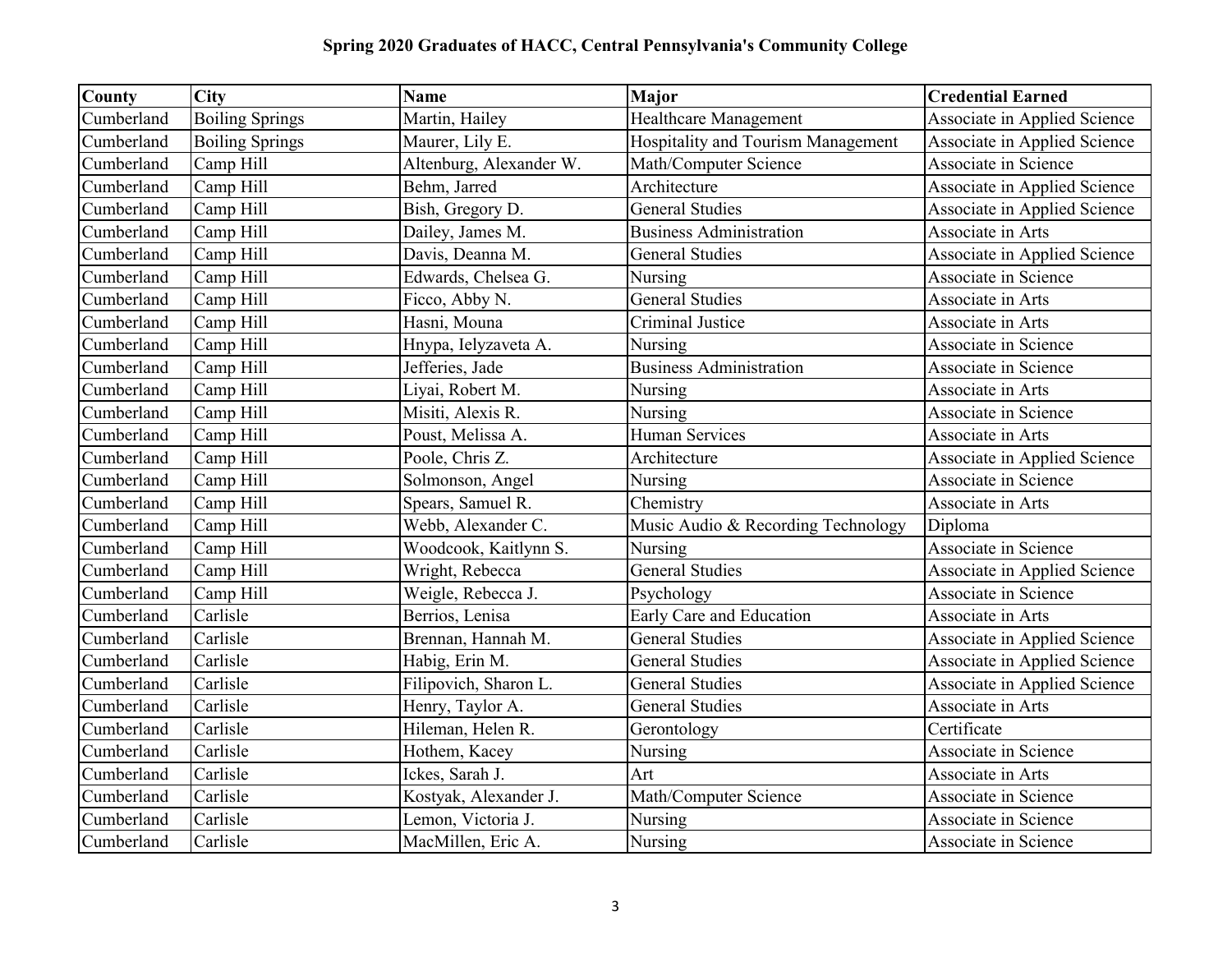## Spring 2020 Graduates of HACC, Central Pennsylvania's Community College

| County | City | Name | Major | Credential Earned |
|---|---|---|---|---|
| Cumberland | Boiling Springs | Martin, Hailey | Healthcare Management | Associate in Applied Science |
| Cumberland | Boiling Springs | Maurer, Lily E. | Hospitality and Tourism Management | Associate in Applied Science |
| Cumberland | Camp Hill | Altenburg, Alexander W. | Math/Computer Science | Associate in Science |
| Cumberland | Camp Hill | Behm, Jarred | Architecture | Associate in Applied Science |
| Cumberland | Camp Hill | Bish, Gregory D. | General Studies | Associate in Applied Science |
| Cumberland | Camp Hill | Dailey, James M. | Business Administration | Associate in Arts |
| Cumberland | Camp Hill | Davis, Deanna M. | General Studies | Associate in Applied Science |
| Cumberland | Camp Hill | Edwards, Chelsea G. | Nursing | Associate in Science |
| Cumberland | Camp Hill | Ficco, Abby N. | General Studies | Associate in Arts |
| Cumberland | Camp Hill | Hasni, Mouna | Criminal Justice | Associate in Arts |
| Cumberland | Camp Hill | Hnypa, Ielyzaveta A. | Nursing | Associate in Science |
| Cumberland | Camp Hill | Jefferies, Jade | Business Administration | Associate in Science |
| Cumberland | Camp Hill | Liyai, Robert M. | Nursing | Associate in Arts |
| Cumberland | Camp Hill | Misiti, Alexis R. | Nursing | Associate in Science |
| Cumberland | Camp Hill | Poust, Melissa A. | Human Services | Associate in Arts |
| Cumberland | Camp Hill | Poole, Chris Z. | Architecture | Associate in Applied Science |
| Cumberland | Camp Hill | Solmonson, Angel | Nursing | Associate in Science |
| Cumberland | Camp Hill | Spears, Samuel R. | Chemistry | Associate in Arts |
| Cumberland | Camp Hill | Webb, Alexander C. | Music Audio & Recording Technology | Diploma |
| Cumberland | Camp Hill | Woodcook, Kaitlynn S. | Nursing | Associate in Science |
| Cumberland | Camp Hill | Wright, Rebecca | General Studies | Associate in Applied Science |
| Cumberland | Camp Hill | Weigle, Rebecca J. | Psychology | Associate in Science |
| Cumberland | Carlisle | Berrios, Lenisa | Early Care and Education | Associate in Arts |
| Cumberland | Carlisle | Brennan, Hannah M. | General Studies | Associate in Applied Science |
| Cumberland | Carlisle | Habig, Erin M. | General Studies | Associate in Applied Science |
| Cumberland | Carlisle | Filipovich, Sharon L. | General Studies | Associate in Applied Science |
| Cumberland | Carlisle | Henry, Taylor A. | General Studies | Associate in Arts |
| Cumberland | Carlisle | Hileman, Helen R. | Gerontology | Certificate |
| Cumberland | Carlisle | Hothem, Kacey | Nursing | Associate in Science |
| Cumberland | Carlisle | Ickes, Sarah J. | Art | Associate in Arts |
| Cumberland | Carlisle | Kostyak, Alexander J. | Math/Computer Science | Associate in Science |
| Cumberland | Carlisle | Lemon, Victoria J. | Nursing | Associate in Science |
| Cumberland | Carlisle | MacMillen, Eric A. | Nursing | Associate in Science |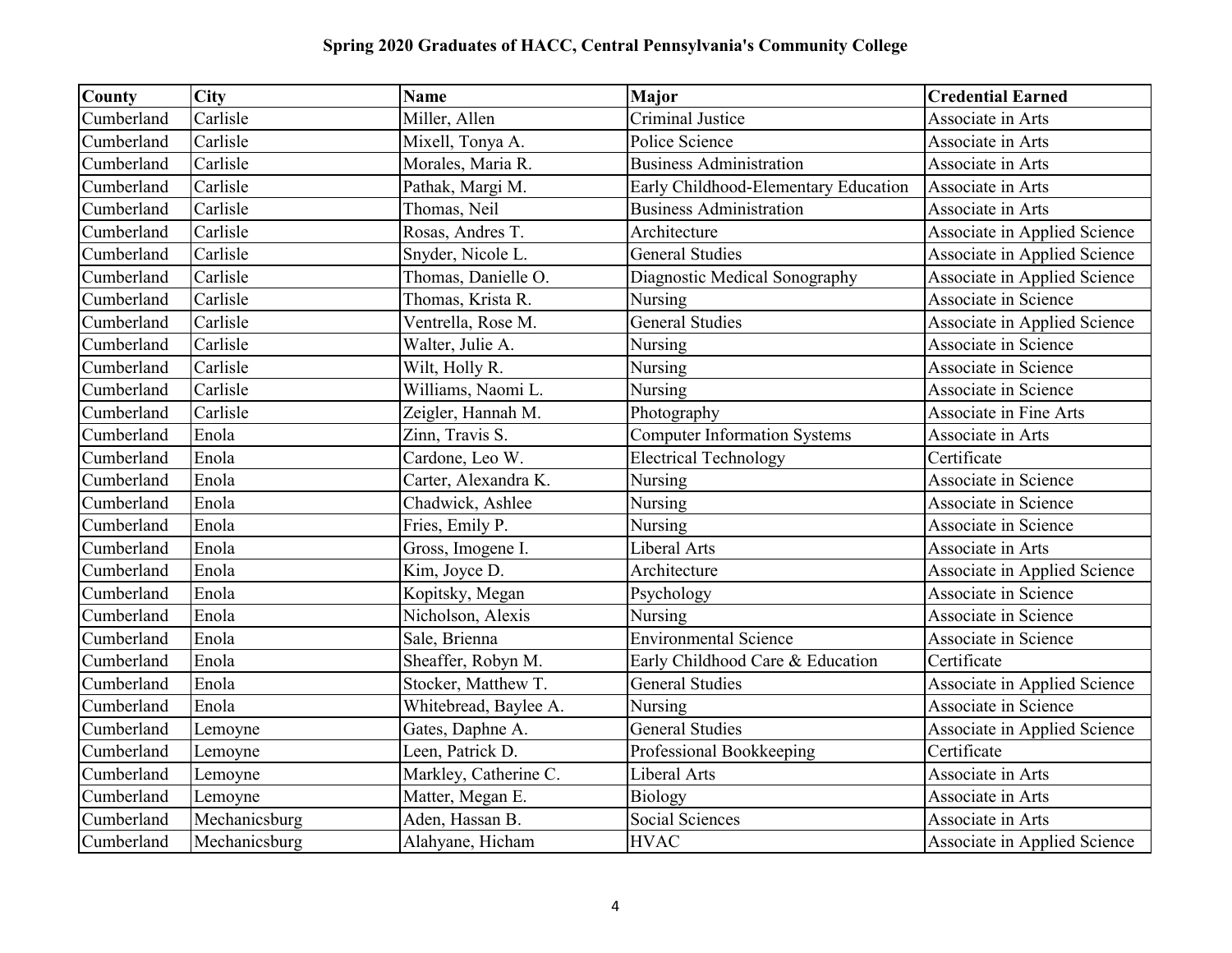**Spring 2020 Graduates of HACC, Central Pennsylvania's Community College**

| County | City | Name | Major | Credential Earned |
|---|---|---|---|---|
| Cumberland | Carlisle | Miller, Allen | Criminal Justice | Associate in Arts |
| Cumberland | Carlisle | Mixell, Tonya A. | Police Science | Associate in Arts |
| Cumberland | Carlisle | Morales, Maria R. | Business Administration | Associate in Arts |
| Cumberland | Carlisle | Pathak, Margi M. | Early Childhood-Elementary Education | Associate in Arts |
| Cumberland | Carlisle | Thomas, Neil | Business Administration | Associate in Arts |
| Cumberland | Carlisle | Rosas, Andres T. | Architecture | Associate in Applied Science |
| Cumberland | Carlisle | Snyder, Nicole L. | General Studies | Associate in Applied Science |
| Cumberland | Carlisle | Thomas, Danielle O. | Diagnostic Medical Sonography | Associate in Applied Science |
| Cumberland | Carlisle | Thomas, Krista R. | Nursing | Associate in Science |
| Cumberland | Carlisle | Ventrella, Rose M. | General Studies | Associate in Applied Science |
| Cumberland | Carlisle | Walter, Julie A. | Nursing | Associate in Science |
| Cumberland | Carlisle | Wilt, Holly R. | Nursing | Associate in Science |
| Cumberland | Carlisle | Williams, Naomi L. | Nursing | Associate in Science |
| Cumberland | Carlisle | Zeigler, Hannah M. | Photography | Associate in Fine Arts |
| Cumberland | Enola | Zinn, Travis S. | Computer Information Systems | Associate in Arts |
| Cumberland | Enola | Cardone, Leo W. | Electrical Technology | Certificate |
| Cumberland | Enola | Carter, Alexandra K. | Nursing | Associate in Science |
| Cumberland | Enola | Chadwick, Ashlee | Nursing | Associate in Science |
| Cumberland | Enola | Fries, Emily P. | Nursing | Associate in Science |
| Cumberland | Enola | Gross, Imogene I. | Liberal Arts | Associate in Arts |
| Cumberland | Enola | Kim, Joyce D. | Architecture | Associate in Applied Science |
| Cumberland | Enola | Kopitsky, Megan | Psychology | Associate in Science |
| Cumberland | Enola | Nicholson, Alexis | Nursing | Associate in Science |
| Cumberland | Enola | Sale, Brienna | Environmental Science | Associate in Science |
| Cumberland | Enola | Sheaffer, Robyn M. | Early Childhood Care & Education | Certificate |
| Cumberland | Enola | Stocker, Matthew T. | General Studies | Associate in Applied Science |
| Cumberland | Enola | Whitebread, Baylee A. | Nursing | Associate in Science |
| Cumberland | Lemoyne | Gates, Daphne A. | General Studies | Associate in Applied Science |
| Cumberland | Lemoyne | Leen, Patrick D. | Professional Bookkeeping | Certificate |
| Cumberland | Lemoyne | Markley, Catherine C. | Liberal Arts | Associate in Arts |
| Cumberland | Lemoyne | Matter, Megan E. | Biology | Associate in Arts |
| Cumberland | Mechanicsburg | Aden, Hassan B. | Social Sciences | Associate in Arts |
| Cumberland | Mechanicsburg | Alahyane, Hicham | HVAC | Associate in Applied Science |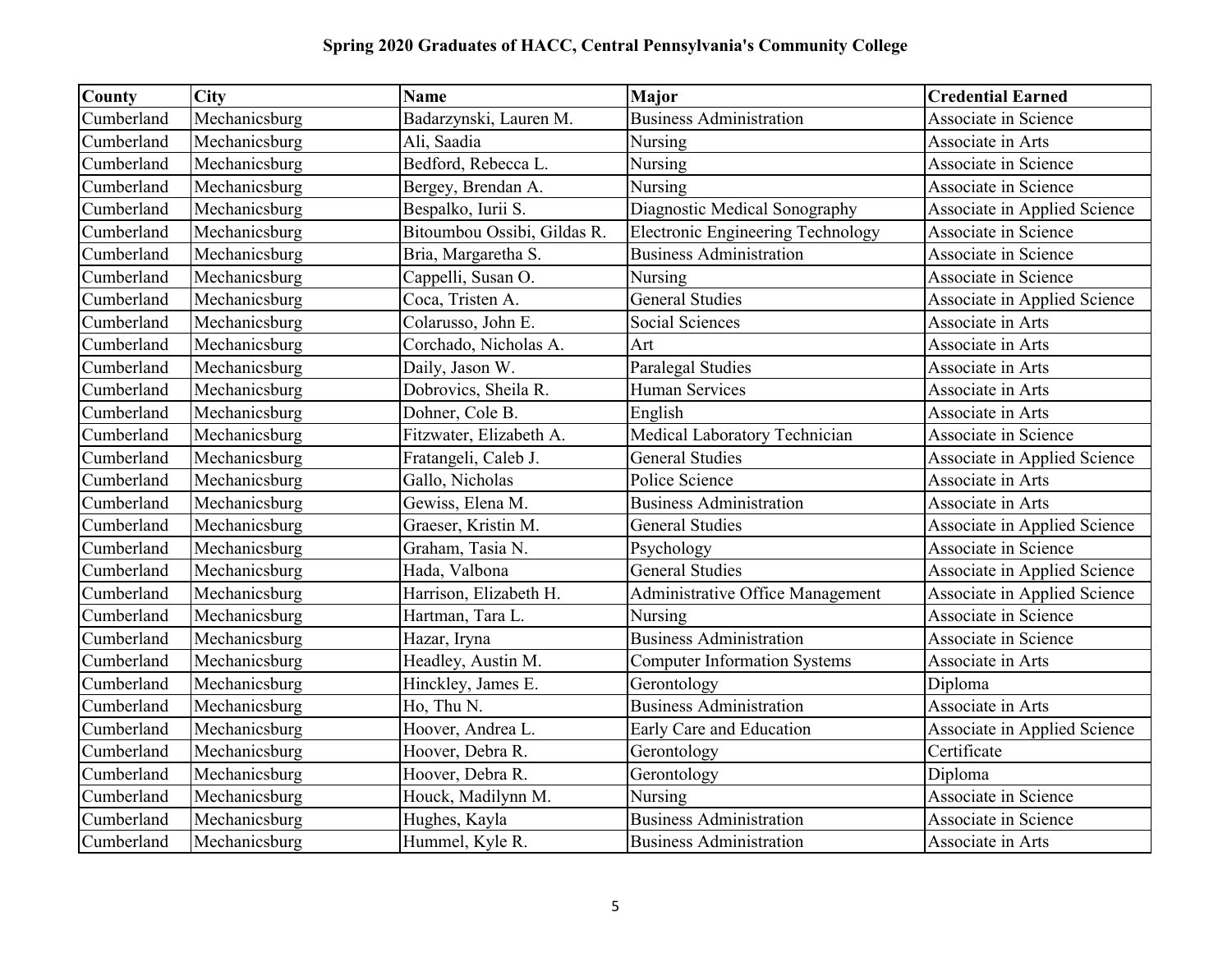**Spring 2020 Graduates of HACC, Central Pennsylvania's Community College**

| County | City | Name | Major | Credential Earned |
|---|---|---|---|---|
| Cumberland | Mechanicsburg | Badarzynski, Lauren M. | Business Administration | Associate in Science |
| Cumberland | Mechanicsburg | Ali, Saadia | Nursing | Associate in Arts |
| Cumberland | Mechanicsburg | Bedford, Rebecca L. | Nursing | Associate in Science |
| Cumberland | Mechanicsburg | Bergey, Brendan A. | Nursing | Associate in Science |
| Cumberland | Mechanicsburg | Bespalko, Iurii S. | Diagnostic Medical Sonography | Associate in Applied Science |
| Cumberland | Mechanicsburg | Bitoumbou Ossibi, Gildas R. | Electronic Engineering Technology | Associate in Science |
| Cumberland | Mechanicsburg | Bria, Margaretha S. | Business Administration | Associate in Science |
| Cumberland | Mechanicsburg | Cappelli, Susan O. | Nursing | Associate in Science |
| Cumberland | Mechanicsburg | Coca, Tristen A. | General Studies | Associate in Applied Science |
| Cumberland | Mechanicsburg | Colarusso, John E. | Social Sciences | Associate in Arts |
| Cumberland | Mechanicsburg | Corchado, Nicholas A. | Art | Associate in Arts |
| Cumberland | Mechanicsburg | Daily, Jason W. | Paralegal Studies | Associate in Arts |
| Cumberland | Mechanicsburg | Dobrovics, Sheila R. | Human Services | Associate in Arts |
| Cumberland | Mechanicsburg | Dohner, Cole B. | English | Associate in Arts |
| Cumberland | Mechanicsburg | Fitzwater, Elizabeth A. | Medical Laboratory Technician | Associate in Science |
| Cumberland | Mechanicsburg | Fratangeli, Caleb J. | General Studies | Associate in Applied Science |
| Cumberland | Mechanicsburg | Gallo, Nicholas | Police Science | Associate in Arts |
| Cumberland | Mechanicsburg | Gewiss, Elena M. | Business Administration | Associate in Arts |
| Cumberland | Mechanicsburg | Graeser, Kristin M. | General Studies | Associate in Applied Science |
| Cumberland | Mechanicsburg | Graham, Tasia N. | Psychology | Associate in Science |
| Cumberland | Mechanicsburg | Hada, Valbona | General Studies | Associate in Applied Science |
| Cumberland | Mechanicsburg | Harrison, Elizabeth H. | Administrative Office Management | Associate in Applied Science |
| Cumberland | Mechanicsburg | Hartman, Tara L. | Nursing | Associate in Science |
| Cumberland | Mechanicsburg | Hazar, Iryna | Business Administration | Associate in Science |
| Cumberland | Mechanicsburg | Headley, Austin M. | Computer Information Systems | Associate in Arts |
| Cumberland | Mechanicsburg | Hinckley, James E. | Gerontology | Diploma |
| Cumberland | Mechanicsburg | Ho, Thu N. | Business Administration | Associate in Arts |
| Cumberland | Mechanicsburg | Hoover, Andrea L. | Early Care and Education | Associate in Applied Science |
| Cumberland | Mechanicsburg | Hoover, Debra R. | Gerontology | Certificate |
| Cumberland | Mechanicsburg | Hoover, Debra R. | Gerontology | Diploma |
| Cumberland | Mechanicsburg | Houck, Madilynn M. | Nursing | Associate in Science |
| Cumberland | Mechanicsburg | Hughes, Kayla | Business Administration | Associate in Science |
| Cumberland | Mechanicsburg | Hummel, Kyle R. | Business Administration | Associate in Arts |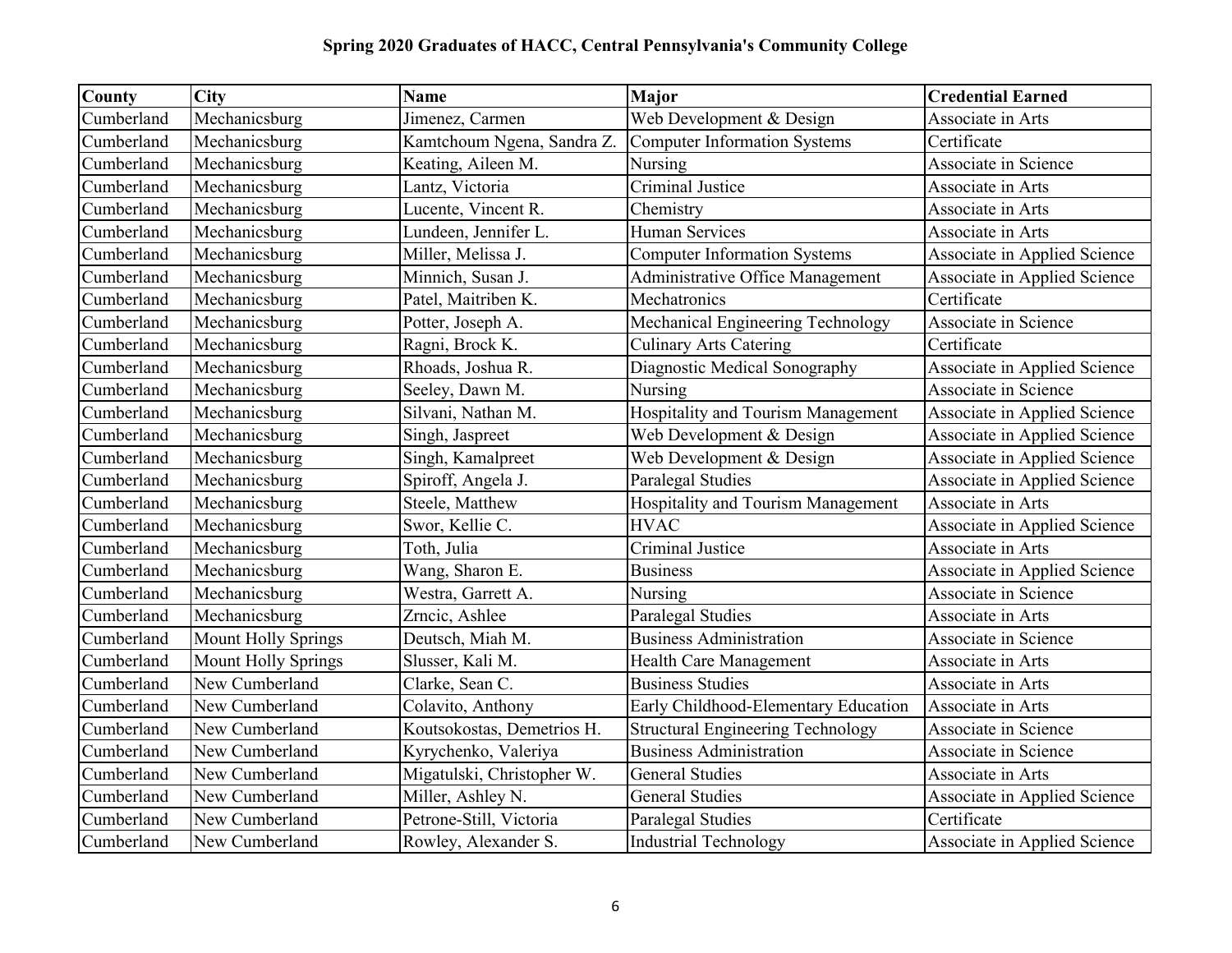**Spring 2020 Graduates of HACC, Central Pennsylvania's Community College**

| County | City | Name | Major | Credential Earned |
|---|---|---|---|---|
| Cumberland | Mechanicsburg | Jimenez, Carmen | Web Development & Design | Associate in Arts |
| Cumberland | Mechanicsburg | Kamtchoum Ngena, Sandra Z. | Computer Information Systems | Certificate |
| Cumberland | Mechanicsburg | Keating, Aileen M. | Nursing | Associate in Science |
| Cumberland | Mechanicsburg | Lantz, Victoria | Criminal Justice | Associate in Arts |
| Cumberland | Mechanicsburg | Lucente, Vincent R. | Chemistry | Associate in Arts |
| Cumberland | Mechanicsburg | Lundeen, Jennifer L. | Human Services | Associate in Arts |
| Cumberland | Mechanicsburg | Miller, Melissa J. | Computer Information Systems | Associate in Applied Science |
| Cumberland | Mechanicsburg | Minnich, Susan J. | Administrative Office Management | Associate in Applied Science |
| Cumberland | Mechanicsburg | Patel, Maitriben K. | Mechatronics | Certificate |
| Cumberland | Mechanicsburg | Potter, Joseph A. | Mechanical Engineering Technology | Associate in Science |
| Cumberland | Mechanicsburg | Ragni, Brock K. | Culinary Arts Catering | Certificate |
| Cumberland | Mechanicsburg | Rhoads, Joshua R. | Diagnostic Medical Sonography | Associate in Applied Science |
| Cumberland | Mechanicsburg | Seeley, Dawn M. | Nursing | Associate in Science |
| Cumberland | Mechanicsburg | Silvani, Nathan M. | Hospitality and Tourism Management | Associate in Applied Science |
| Cumberland | Mechanicsburg | Singh, Jaspreet | Web Development & Design | Associate in Applied Science |
| Cumberland | Mechanicsburg | Singh, Kamalpreet | Web Development & Design | Associate in Applied Science |
| Cumberland | Mechanicsburg | Spiroff, Angela J. | Paralegal Studies | Associate in Applied Science |
| Cumberland | Mechanicsburg | Steele, Matthew | Hospitality and Tourism Management | Associate in Arts |
| Cumberland | Mechanicsburg | Swor, Kellie C. | HVAC | Associate in Applied Science |
| Cumberland | Mechanicsburg | Toth, Julia | Criminal Justice | Associate in Arts |
| Cumberland | Mechanicsburg | Wang, Sharon E. | Business | Associate in Applied Science |
| Cumberland | Mechanicsburg | Westra, Garrett A. | Nursing | Associate in Science |
| Cumberland | Mechanicsburg | Zrncic, Ashlee | Paralegal Studies | Associate in Arts |
| Cumberland | Mount Holly Springs | Deutsch, Miah M. | Business Administration | Associate in Science |
| Cumberland | Mount Holly Springs | Slusser, Kali M. | Health Care Management | Associate in Arts |
| Cumberland | New Cumberland | Clarke, Sean C. | Business Studies | Associate in Arts |
| Cumberland | New Cumberland | Colavito, Anthony | Early Childhood-Elementary Education | Associate in Arts |
| Cumberland | New Cumberland | Koutsokostas, Demetrios H. | Structural Engineering Technology | Associate in Science |
| Cumberland | New Cumberland | Kyrychenko, Valeriya | Business Administration | Associate in Science |
| Cumberland | New Cumberland | Migatulski, Christopher W. | General Studies | Associate in Arts |
| Cumberland | New Cumberland | Miller, Ashley N. | General Studies | Associate in Applied Science |
| Cumberland | New Cumberland | Petrone-Still, Victoria | Paralegal Studies | Certificate |
| Cumberland | New Cumberland | Rowley, Alexander S. | Industrial Technology | Associate in Applied Science |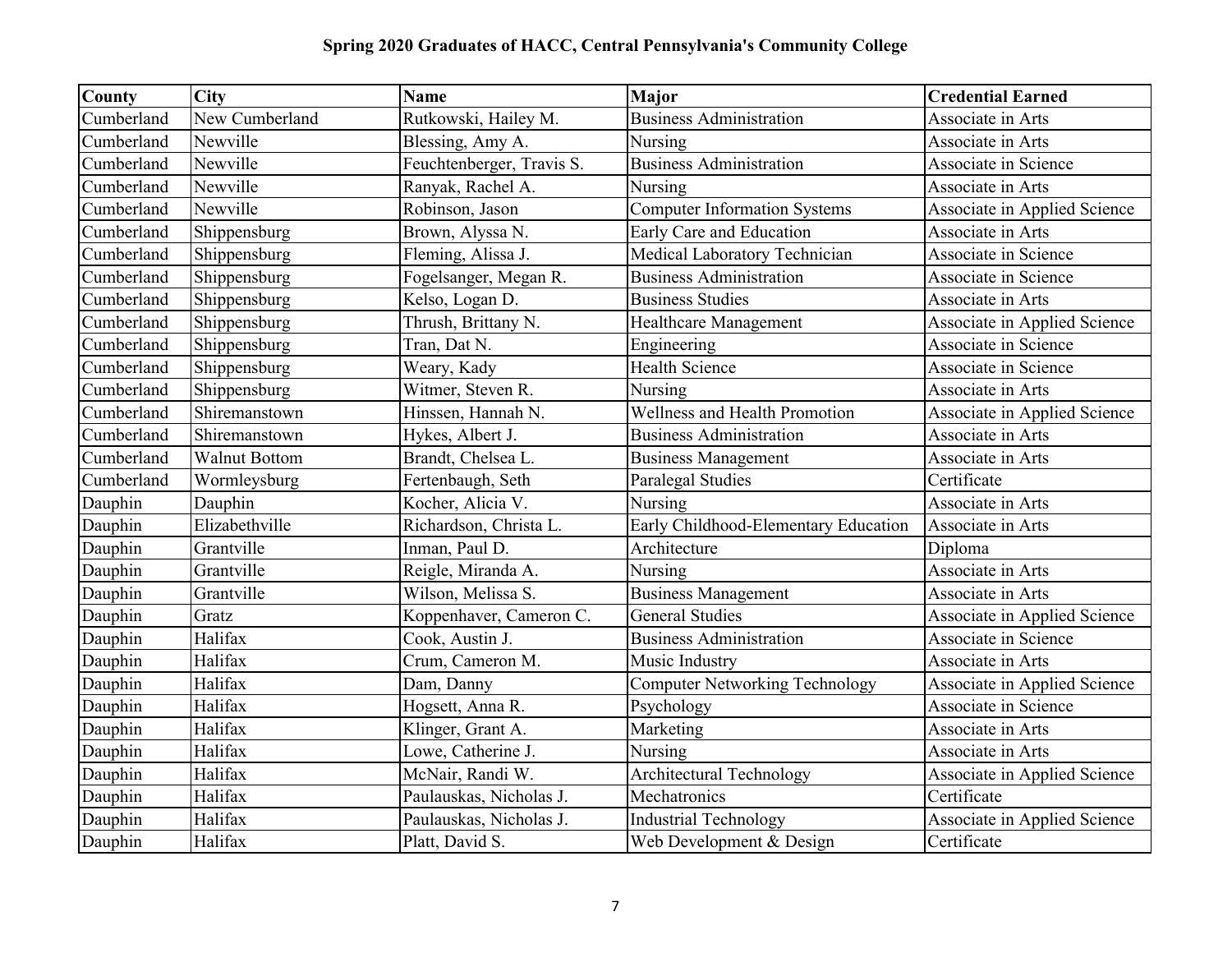**Spring 2020 Graduates of HACC, Central Pennsylvania's Community College**

| County | City | Name | Major | Credential Earned |
|---|---|---|---|---|
| Cumberland | New Cumberland | Rutkowski, Hailey M. | Business Administration | Associate in Arts |
| Cumberland | Newville | Blessing, Amy A. | Nursing | Associate in Arts |
| Cumberland | Newville | Feuchtenberger, Travis S. | Business Administration | Associate in Science |
| Cumberland | Newville | Ranyak, Rachel A. | Nursing | Associate in Arts |
| Cumberland | Newville | Robinson, Jason | Computer Information Systems | Associate in Applied Science |
| Cumberland | Shippensburg | Brown, Alyssa N. | Early Care and Education | Associate in Arts |
| Cumberland | Shippensburg | Fleming, Alissa J. | Medical Laboratory Technician | Associate in Science |
| Cumberland | Shippensburg | Fogelsanger, Megan R. | Business Administration | Associate in Science |
| Cumberland | Shippensburg | Kelso, Logan D. | Business Studies | Associate in Arts |
| Cumberland | Shippensburg | Thrush, Brittany N. | Healthcare Management | Associate in Applied Science |
| Cumberland | Shippensburg | Tran, Dat N. | Engineering | Associate in Science |
| Cumberland | Shippensburg | Weary, Kady | Health Science | Associate in Science |
| Cumberland | Shippensburg | Witmer, Steven R. | Nursing | Associate in Arts |
| Cumberland | Shiremanstown | Hinssen, Hannah N. | Wellness and Health Promotion | Associate in Applied Science |
| Cumberland | Shiremanstown | Hykes, Albert J. | Business Administration | Associate in Arts |
| Cumberland | Walnut Bottom | Brandt, Chelsea L. | Business Management | Associate in Arts |
| Cumberland | Wormleysburg | Fertenbaugh, Seth | Paralegal Studies | Certificate |
| Dauphin | Dauphin | Kocher, Alicia V. | Nursing | Associate in Arts |
| Dauphin | Elizabethville | Richardson, Christa L. | Early Childhood-Elementary Education | Associate in Arts |
| Dauphin | Grantville | Inman, Paul D. | Architecture | Diploma |
| Dauphin | Grantville | Reigle, Miranda A. | Nursing | Associate in Arts |
| Dauphin | Grantville | Wilson, Melissa S. | Business Management | Associate in Arts |
| Dauphin | Gratz | Koppenhaver, Cameron C. | General Studies | Associate in Applied Science |
| Dauphin | Halifax | Cook, Austin J. | Business Administration | Associate in Science |
| Dauphin | Halifax | Crum, Cameron M. | Music Industry | Associate in Arts |
| Dauphin | Halifax | Dam, Danny | Computer Networking Technology | Associate in Applied Science |
| Dauphin | Halifax | Hogsett, Anna R. | Psychology | Associate in Science |
| Dauphin | Halifax | Klinger, Grant A. | Marketing | Associate in Arts |
| Dauphin | Halifax | Lowe, Catherine J. | Nursing | Associate in Arts |
| Dauphin | Halifax | McNair, Randi W. | Architectural Technology | Associate in Applied Science |
| Dauphin | Halifax | Paulauskas, Nicholas J. | Mechatronics | Certificate |
| Dauphin | Halifax | Paulauskas, Nicholas J. | Industrial Technology | Associate in Applied Science |
| Dauphin | Halifax | Platt, David S. | Web Development & Design | Certificate |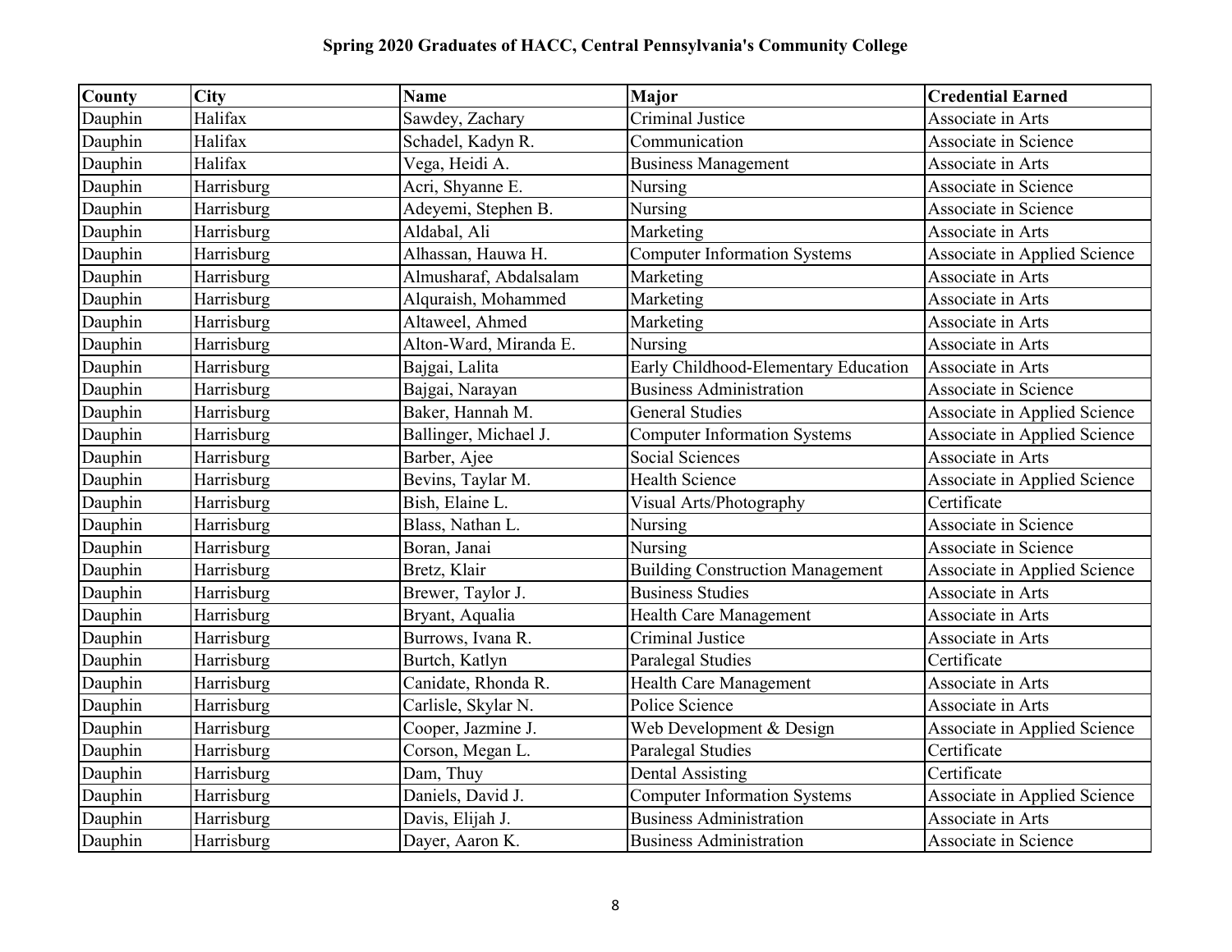**Spring 2020 Graduates of HACC, Central Pennsylvania's Community College**

| County | City | Name | Major | Credential Earned |
|---|---|---|---|---|
| Dauphin | Halifax | Sawdey, Zachary | Criminal Justice | Associate in Arts |
| Dauphin | Halifax | Schadel, Kadyn R. | Communication | Associate in Science |
| Dauphin | Halifax | Vega, Heidi A. | Business Management | Associate in Arts |
| Dauphin | Harrisburg | Acri, Shyanne E. | Nursing | Associate in Science |
| Dauphin | Harrisburg | Adeyemi, Stephen B. | Nursing | Associate in Science |
| Dauphin | Harrisburg | Aldabal, Ali | Marketing | Associate in Arts |
| Dauphin | Harrisburg | Alhassan, Hauwa H. | Computer Information Systems | Associate in Applied Science |
| Dauphin | Harrisburg | Almusharaf, Abdalsalam | Marketing | Associate in Arts |
| Dauphin | Harrisburg | Alquraish, Mohammed | Marketing | Associate in Arts |
| Dauphin | Harrisburg | Altaweel, Ahmed | Marketing | Associate in Arts |
| Dauphin | Harrisburg | Alton-Ward, Miranda E. | Nursing | Associate in Arts |
| Dauphin | Harrisburg | Bajgai, Lalita | Early Childhood-Elementary Education | Associate in Arts |
| Dauphin | Harrisburg | Bajgai, Narayan | Business Administration | Associate in Science |
| Dauphin | Harrisburg | Baker, Hannah M. | General Studies | Associate in Applied Science |
| Dauphin | Harrisburg | Ballinger, Michael J. | Computer Information Systems | Associate in Applied Science |
| Dauphin | Harrisburg | Barber, Ajee | Social Sciences | Associate in Arts |
| Dauphin | Harrisburg | Bevins, Taylar M. | Health Science | Associate in Applied Science |
| Dauphin | Harrisburg | Bish, Elaine L. | Visual Arts/Photography | Certificate |
| Dauphin | Harrisburg | Blass, Nathan L. | Nursing | Associate in Science |
| Dauphin | Harrisburg | Boran, Janai | Nursing | Associate in Science |
| Dauphin | Harrisburg | Bretz, Klair | Building Construction Management | Associate in Applied Science |
| Dauphin | Harrisburg | Brewer, Taylor J. | Business Studies | Associate in Arts |
| Dauphin | Harrisburg | Bryant, Aqualia | Health Care Management | Associate in Arts |
| Dauphin | Harrisburg | Burrows, Ivana R. | Criminal Justice | Associate in Arts |
| Dauphin | Harrisburg | Burtch, Katlyn | Paralegal Studies | Certificate |
| Dauphin | Harrisburg | Canidate, Rhonda R. | Health Care Management | Associate in Arts |
| Dauphin | Harrisburg | Carlisle, Skylar N. | Police Science | Associate in Arts |
| Dauphin | Harrisburg | Cooper, Jazmine J. | Web Development & Design | Associate in Applied Science |
| Dauphin | Harrisburg | Corson, Megan L. | Paralegal Studies | Certificate |
| Dauphin | Harrisburg | Dam, Thuy | Dental Assisting | Certificate |
| Dauphin | Harrisburg | Daniels, David J. | Computer Information Systems | Associate in Applied Science |
| Dauphin | Harrisburg | Davis, Elijah J. | Business Administration | Associate in Arts |
| Dauphin | Harrisburg | Dayer, Aaron K. | Business Administration | Associate in Science |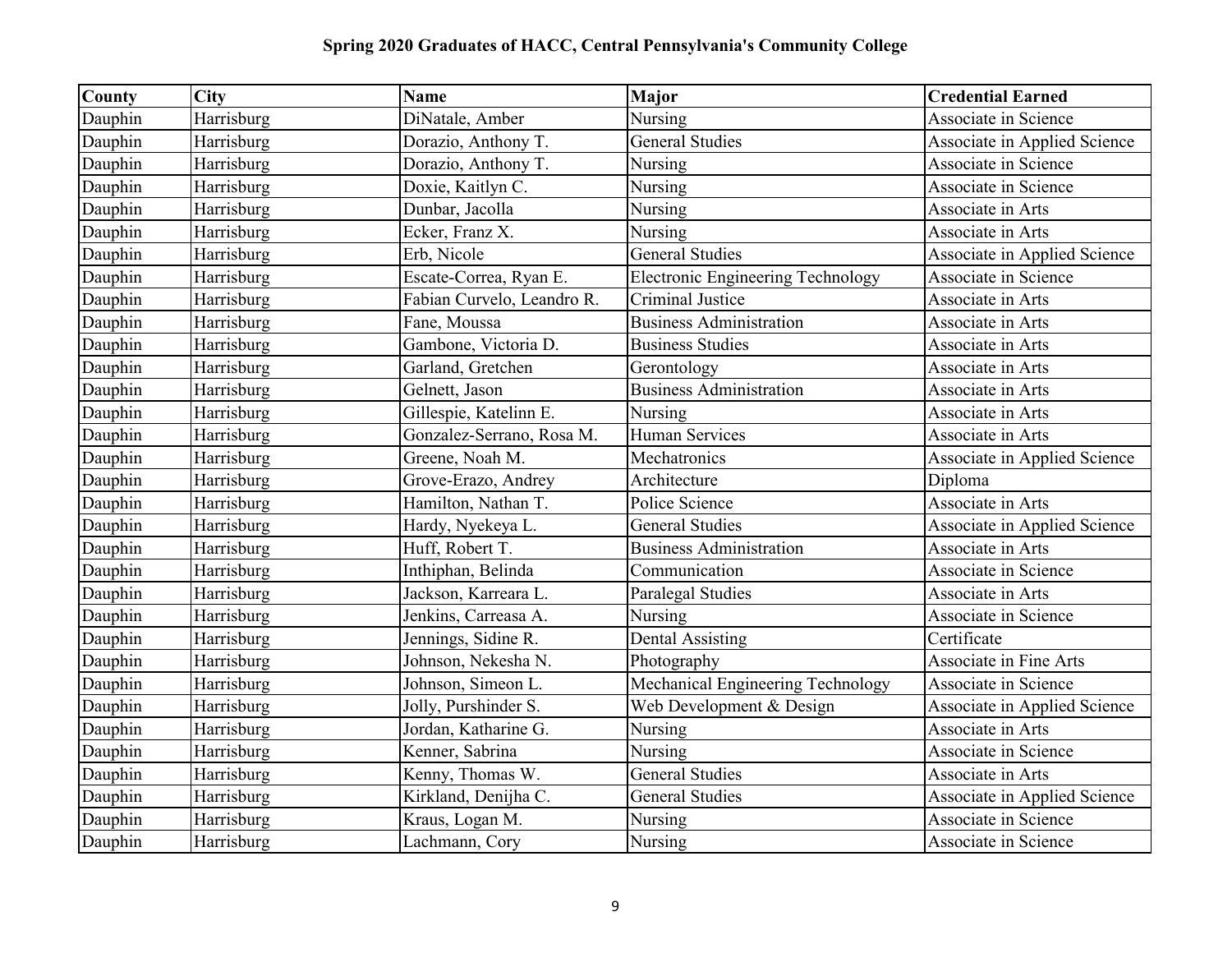**Spring 2020 Graduates of HACC, Central Pennsylvania's Community College**

| County | City | Name | Major | Credential Earned |
|---|---|---|---|---|
| Dauphin | Harrisburg | DiNatale, Amber | Nursing | Associate in Science |
| Dauphin | Harrisburg | Dorazio, Anthony T. | General Studies | Associate in Applied Science |
| Dauphin | Harrisburg | Dorazio, Anthony T. | Nursing | Associate in Science |
| Dauphin | Harrisburg | Doxie, Kaitlyn C. | Nursing | Associate in Science |
| Dauphin | Harrisburg | Dunbar, Jacolla | Nursing | Associate in Arts |
| Dauphin | Harrisburg | Ecker, Franz X. | Nursing | Associate in Arts |
| Dauphin | Harrisburg | Erb, Nicole | General Studies | Associate in Applied Science |
| Dauphin | Harrisburg | Escate-Correa, Ryan E. | Electronic Engineering Technology | Associate in Science |
| Dauphin | Harrisburg | Fabian Curvelo, Leandro R. | Criminal Justice | Associate in Arts |
| Dauphin | Harrisburg | Fane, Moussa | Business Administration | Associate in Arts |
| Dauphin | Harrisburg | Gambone, Victoria D. | Business Studies | Associate in Arts |
| Dauphin | Harrisburg | Garland, Gretchen | Gerontology | Associate in Arts |
| Dauphin | Harrisburg | Gelnett, Jason | Business Administration | Associate in Arts |
| Dauphin | Harrisburg | Gillespie, Katelinn E. | Nursing | Associate in Arts |
| Dauphin | Harrisburg | Gonzalez-Serrano, Rosa M. | Human Services | Associate in Arts |
| Dauphin | Harrisburg | Greene, Noah M. | Mechatronics | Associate in Applied Science |
| Dauphin | Harrisburg | Grove-Erazo, Andrey | Architecture | Diploma |
| Dauphin | Harrisburg | Hamilton, Nathan T. | Police Science | Associate in Arts |
| Dauphin | Harrisburg | Hardy, Nyekeya L. | General Studies | Associate in Applied Science |
| Dauphin | Harrisburg | Huff, Robert T. | Business Administration | Associate in Arts |
| Dauphin | Harrisburg | Inthiphan, Belinda | Communication | Associate in Science |
| Dauphin | Harrisburg | Jackson, Karreara L. | Paralegal Studies | Associate in Arts |
| Dauphin | Harrisburg | Jenkins, Carreasa A. | Nursing | Associate in Science |
| Dauphin | Harrisburg | Jennings, Sidine R. | Dental Assisting | Certificate |
| Dauphin | Harrisburg | Johnson, Nekesha N. | Photography | Associate in Fine Arts |
| Dauphin | Harrisburg | Johnson, Simeon L. | Mechanical Engineering Technology | Associate in Science |
| Dauphin | Harrisburg | Jolly, Purshinder S. | Web Development & Design | Associate in Applied Science |
| Dauphin | Harrisburg | Jordan, Katharine G. | Nursing | Associate in Arts |
| Dauphin | Harrisburg | Kenner, Sabrina | Nursing | Associate in Science |
| Dauphin | Harrisburg | Kenny, Thomas W. | General Studies | Associate in Arts |
| Dauphin | Harrisburg | Kirkland, Denijha C. | General Studies | Associate in Applied Science |
| Dauphin | Harrisburg | Kraus, Logan M. | Nursing | Associate in Science |
| Dauphin | Harrisburg | Lachmann, Cory | Nursing | Associate in Science |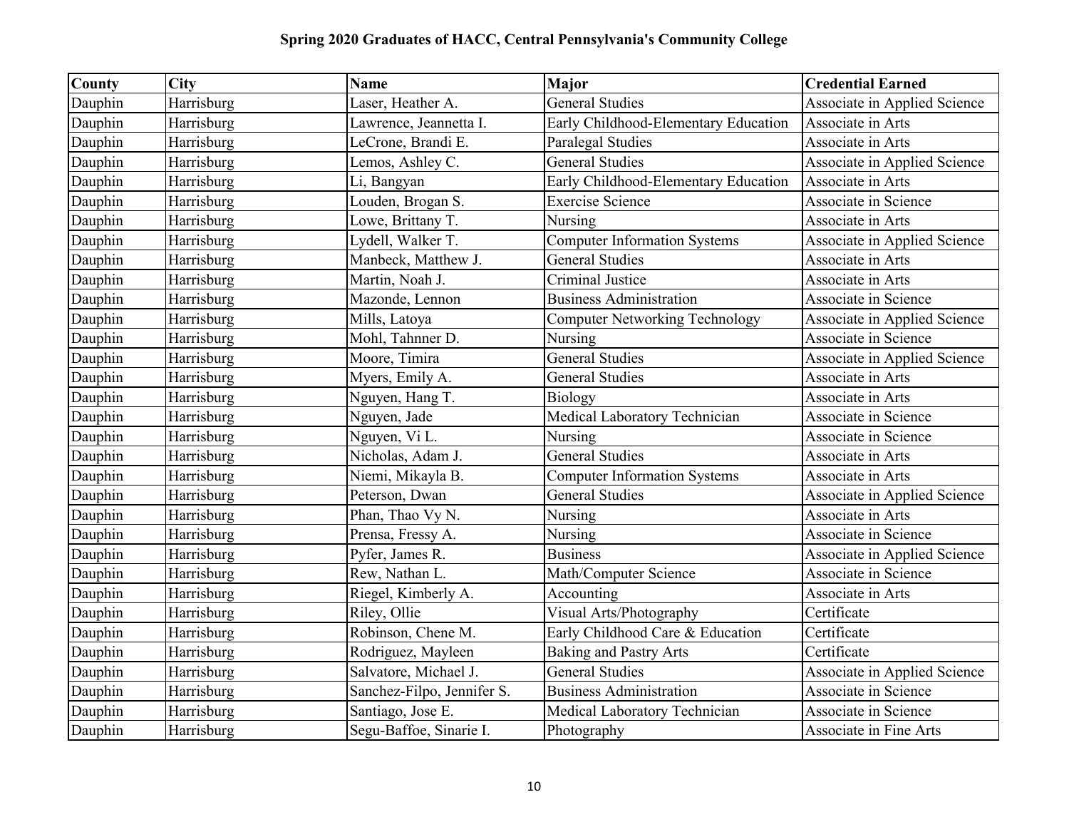**Spring 2020 Graduates of HACC, Central Pennsylvania's Community College**

| County | City | Name | Major | Credential Earned |
|---|---|---|---|---|
| Dauphin | Harrisburg | Laser, Heather A. | General Studies | Associate in Applied Science |
| Dauphin | Harrisburg | Lawrence, Jeannetta I. | Early Childhood-Elementary Education | Associate in Arts |
| Dauphin | Harrisburg | LeCrone, Brandi E. | Paralegal Studies | Associate in Arts |
| Dauphin | Harrisburg | Lemos, Ashley C. | General Studies | Associate in Applied Science |
| Dauphin | Harrisburg | Li, Bangyan | Early Childhood-Elementary Education | Associate in Arts |
| Dauphin | Harrisburg | Louden, Brogan S. | Exercise Science | Associate in Science |
| Dauphin | Harrisburg | Lowe, Brittany T. | Nursing | Associate in Arts |
| Dauphin | Harrisburg | Lydell, Walker T. | Computer Information Systems | Associate in Applied Science |
| Dauphin | Harrisburg | Manbeck, Matthew J. | General Studies | Associate in Arts |
| Dauphin | Harrisburg | Martin, Noah J. | Criminal Justice | Associate in Arts |
| Dauphin | Harrisburg | Mazonde, Lennon | Business Administration | Associate in Science |
| Dauphin | Harrisburg | Mills, Latoya | Computer Networking Technology | Associate in Applied Science |
| Dauphin | Harrisburg | Mohl, Tahnner D. | Nursing | Associate in Science |
| Dauphin | Harrisburg | Moore, Timira | General Studies | Associate in Applied Science |
| Dauphin | Harrisburg | Myers, Emily A. | General Studies | Associate in Arts |
| Dauphin | Harrisburg | Nguyen, Hang T. | Biology | Associate in Arts |
| Dauphin | Harrisburg | Nguyen, Jade | Medical Laboratory Technician | Associate in Science |
| Dauphin | Harrisburg | Nguyen, Vi L. | Nursing | Associate in Science |
| Dauphin | Harrisburg | Nicholas, Adam J. | General Studies | Associate in Arts |
| Dauphin | Harrisburg | Niemi, Mikayla B. | Computer Information Systems | Associate in Arts |
| Dauphin | Harrisburg | Peterson, Dwan | General Studies | Associate in Applied Science |
| Dauphin | Harrisburg | Phan, Thao Vy N. | Nursing | Associate in Arts |
| Dauphin | Harrisburg | Prensa, Fressy A. | Nursing | Associate in Science |
| Dauphin | Harrisburg | Pyfer, James R. | Business | Associate in Applied Science |
| Dauphin | Harrisburg | Rew, Nathan L. | Math/Computer Science | Associate in Science |
| Dauphin | Harrisburg | Riegel, Kimberly A. | Accounting | Associate in Arts |
| Dauphin | Harrisburg | Riley, Ollie | Visual Arts/Photography | Certificate |
| Dauphin | Harrisburg | Robinson, Chene M. | Early Childhood Care & Education | Certificate |
| Dauphin | Harrisburg | Rodriguez, Mayleen | Baking and Pastry Arts | Certificate |
| Dauphin | Harrisburg | Salvatore, Michael J. | General Studies | Associate in Applied Science |
| Dauphin | Harrisburg | Sanchez-Filpo, Jennifer S. | Business Administration | Associate in Science |
| Dauphin | Harrisburg | Santiago, Jose E. | Medical Laboratory Technician | Associate in Science |
| Dauphin | Harrisburg | Segu-Baffoe, Sinarie I. | Photography | Associate in Fine Arts |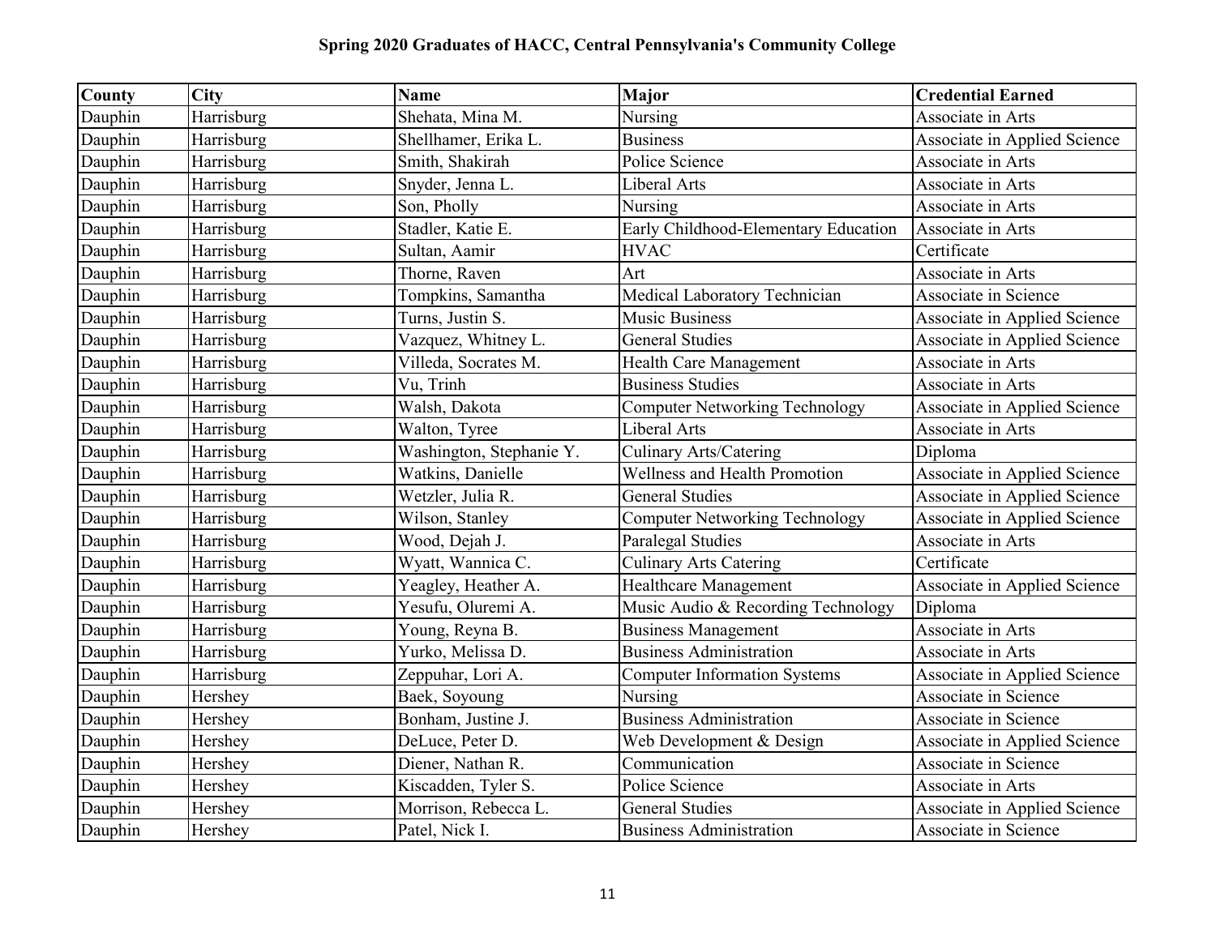**Spring 2020 Graduates of HACC, Central Pennsylvania's Community College**

| County | City | Name | Major | Credential Earned |
|---|---|---|---|---|
| Dauphin | Harrisburg | Shehata, Mina M. | Nursing | Associate in Arts |
| Dauphin | Harrisburg | Shellhamer, Erika L. | Business | Associate in Applied Science |
| Dauphin | Harrisburg | Smith, Shakirah | Police Science | Associate in Arts |
| Dauphin | Harrisburg | Snyder, Jenna L. | Liberal Arts | Associate in Arts |
| Dauphin | Harrisburg | Son, Pholly | Nursing | Associate in Arts |
| Dauphin | Harrisburg | Stadler, Katie E. | Early Childhood-Elementary Education | Associate in Arts |
| Dauphin | Harrisburg | Sultan, Aamir | HVAC | Certificate |
| Dauphin | Harrisburg | Thorne, Raven | Art | Associate in Arts |
| Dauphin | Harrisburg | Tompkins, Samantha | Medical Laboratory Technician | Associate in Science |
| Dauphin | Harrisburg | Turns, Justin S. | Music Business | Associate in Applied Science |
| Dauphin | Harrisburg | Vazquez, Whitney L. | General Studies | Associate in Applied Science |
| Dauphin | Harrisburg | Villeda, Socrates M. | Health Care Management | Associate in Arts |
| Dauphin | Harrisburg | Vu, Trinh | Business Studies | Associate in Arts |
| Dauphin | Harrisburg | Walsh, Dakota | Computer Networking Technology | Associate in Applied Science |
| Dauphin | Harrisburg | Walton, Tyree | Liberal Arts | Associate in Arts |
| Dauphin | Harrisburg | Washington, Stephanie Y. | Culinary Arts/Catering | Diploma |
| Dauphin | Harrisburg | Watkins, Danielle | Wellness and Health Promotion | Associate in Applied Science |
| Dauphin | Harrisburg | Wetzler, Julia R. | General Studies | Associate in Applied Science |
| Dauphin | Harrisburg | Wilson, Stanley | Computer Networking Technology | Associate in Applied Science |
| Dauphin | Harrisburg | Wood, Dejah J. | Paralegal Studies | Associate in Arts |
| Dauphin | Harrisburg | Wyatt, Wannica C. | Culinary Arts Catering | Certificate |
| Dauphin | Harrisburg | Yeagley, Heather A. | Healthcare Management | Associate in Applied Science |
| Dauphin | Harrisburg | Yesufu, Oluremi A. | Music Audio & Recording Technology | Diploma |
| Dauphin | Harrisburg | Young, Reyna B. | Business Management | Associate in Arts |
| Dauphin | Harrisburg | Yurko, Melissa D. | Business Administration | Associate in Arts |
| Dauphin | Harrisburg | Zeppuhar, Lori A. | Computer Information Systems | Associate in Applied Science |
| Dauphin | Hershey | Baek, Soyoung | Nursing | Associate in Science |
| Dauphin | Hershey | Bonham, Justine J. | Business Administration | Associate in Science |
| Dauphin | Hershey | DeLuce, Peter D. | Web Development & Design | Associate in Applied Science |
| Dauphin | Hershey | Diener, Nathan R. | Communication | Associate in Science |
| Dauphin | Hershey | Kiscadden, Tyler S. | Police Science | Associate in Arts |
| Dauphin | Hershey | Morrison, Rebecca L. | General Studies | Associate in Applied Science |
| Dauphin | Hershey | Patel, Nick I. | Business Administration | Associate in Science |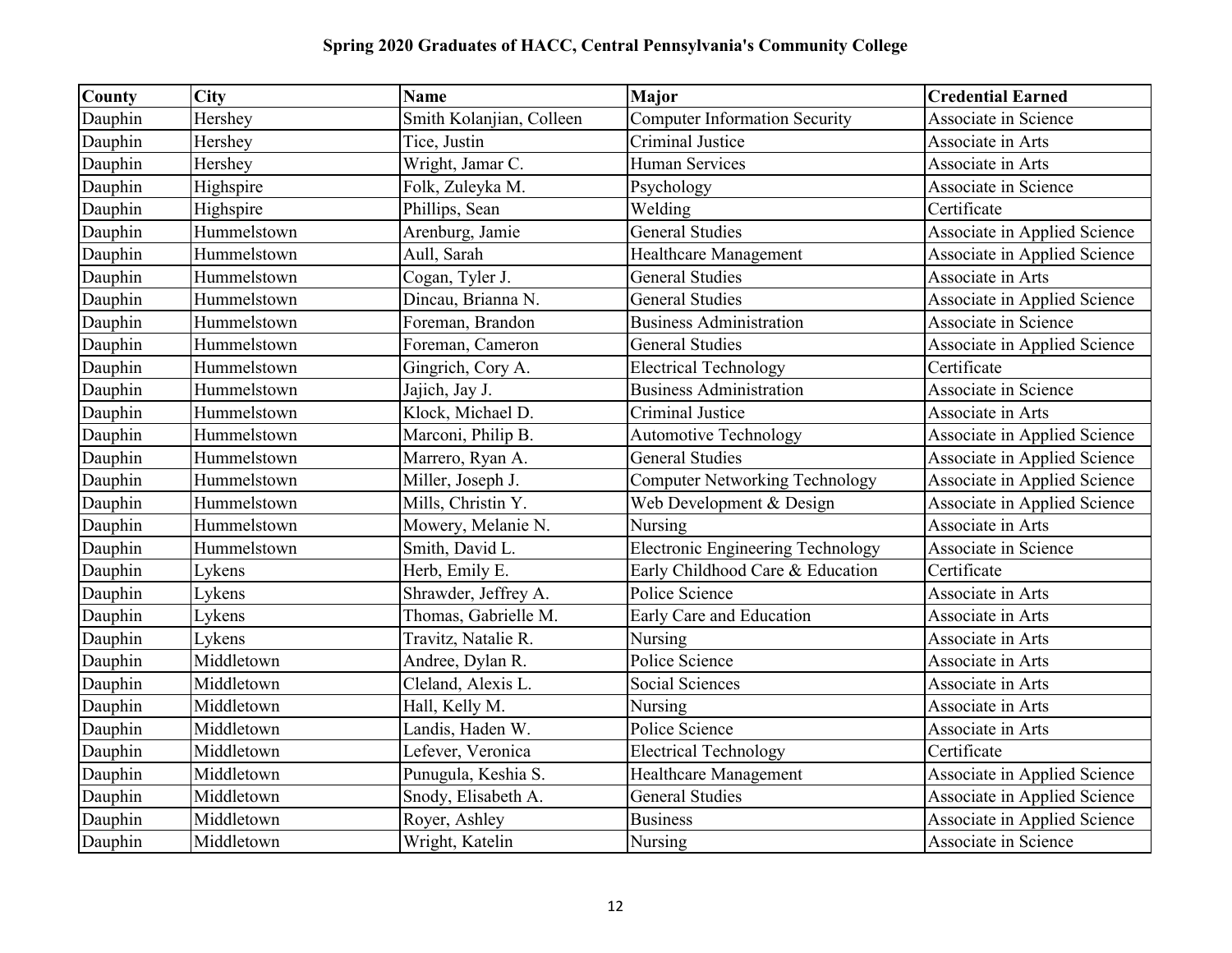## Spring 2020 Graduates of HACC, Central Pennsylvania's Community College

| County | City | Name | Major | Credential Earned |
| --- | --- | --- | --- | --- |
| Dauphin | Hershey | Smith Kolanjian, Colleen | Computer Information Security | Associate in Science |
| Dauphin | Hershey | Tice, Justin | Criminal Justice | Associate in Arts |
| Dauphin | Hershey | Wright, Jamar C. | Human Services | Associate in Arts |
| Dauphin | Highspire | Folk, Zuleyka M. | Psychology | Associate in Science |
| Dauphin | Highspire | Phillips, Sean | Welding | Certificate |
| Dauphin | Hummelstown | Arenburg, Jamie | General Studies | Associate in Applied Science |
| Dauphin | Hummelstown | Aull, Sarah | Healthcare Management | Associate in Applied Science |
| Dauphin | Hummelstown | Cogan, Tyler J. | General Studies | Associate in Arts |
| Dauphin | Hummelstown | Dincau, Brianna N. | General Studies | Associate in Applied Science |
| Dauphin | Hummelstown | Foreman, Brandon | Business Administration | Associate in Science |
| Dauphin | Hummelstown | Foreman, Cameron | General Studies | Associate in Applied Science |
| Dauphin | Hummelstown | Gingrich, Cory A. | Electrical Technology | Certificate |
| Dauphin | Hummelstown | Jajich, Jay J. | Business Administration | Associate in Science |
| Dauphin | Hummelstown | Klock, Michael D. | Criminal Justice | Associate in Arts |
| Dauphin | Hummelstown | Marconi, Philip B. | Automotive Technology | Associate in Applied Science |
| Dauphin | Hummelstown | Marrero, Ryan A. | General Studies | Associate in Applied Science |
| Dauphin | Hummelstown | Miller, Joseph J. | Computer Networking Technology | Associate in Applied Science |
| Dauphin | Hummelstown | Mills, Christin Y. | Web Development & Design | Associate in Applied Science |
| Dauphin | Hummelstown | Mowery, Melanie N. | Nursing | Associate in Arts |
| Dauphin | Hummelstown | Smith, David L. | Electronic Engineering Technology | Associate in Science |
| Dauphin | Lykens | Herb, Emily E. | Early Childhood Care & Education | Certificate |
| Dauphin | Lykens | Shrawder, Jeffrey A. | Police Science | Associate in Arts |
| Dauphin | Lykens | Thomas, Gabrielle M. | Early Care and Education | Associate in Arts |
| Dauphin | Lykens | Travitz, Natalie R. | Nursing | Associate in Arts |
| Dauphin | Middletown | Andree, Dylan R. | Police Science | Associate in Arts |
| Dauphin | Middletown | Cleland, Alexis L. | Social Sciences | Associate in Arts |
| Dauphin | Middletown | Hall, Kelly M. | Nursing | Associate in Arts |
| Dauphin | Middletown | Landis, Haden W. | Police Science | Associate in Arts |
| Dauphin | Middletown | Lefever, Veronica | Electrical Technology | Certificate |
| Dauphin | Middletown | Punugula, Keshia S. | Healthcare Management | Associate in Applied Science |
| Dauphin | Middletown | Snody, Elisabeth A. | General Studies | Associate in Applied Science |
| Dauphin | Middletown | Royer, Ashley | Business | Associate in Applied Science |
| Dauphin | Middletown | Wright, Katelin | Nursing | Associate in Science |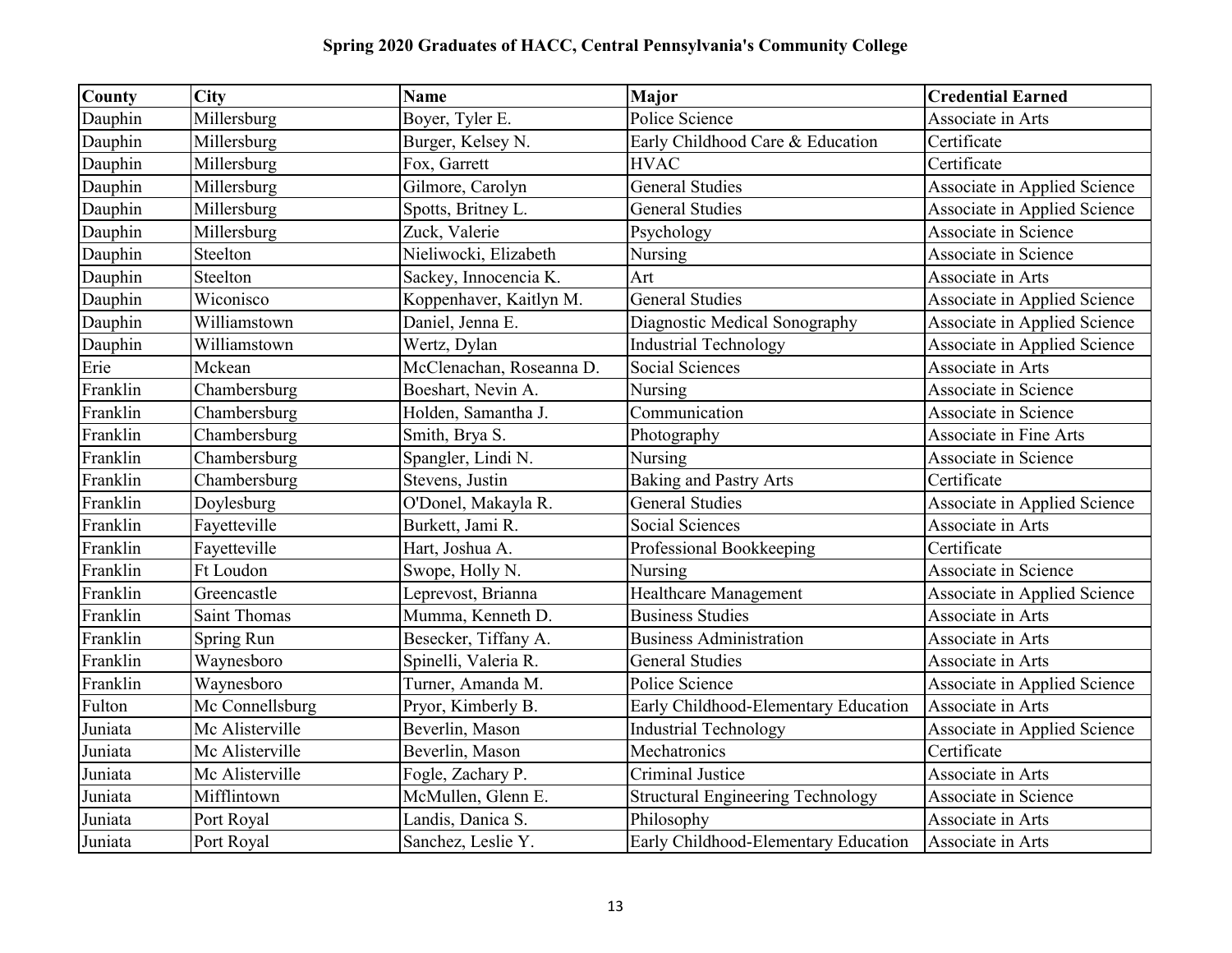**Spring 2020 Graduates of HACC, Central Pennsylvania's Community College**

| County | City | Name | Major | Credential Earned |
|---|---|---|---|---|
| Dauphin | Millersburg | Boyer, Tyler E. | Police Science | Associate in Arts |
| Dauphin | Millersburg | Burger, Kelsey N. | Early Childhood Care & Education | Certificate |
| Dauphin | Millersburg | Fox, Garrett | HVAC | Certificate |
| Dauphin | Millersburg | Gilmore, Carolyn | General Studies | Associate in Applied Science |
| Dauphin | Millersburg | Spotts, Britney L. | General Studies | Associate in Applied Science |
| Dauphin | Millersburg | Zuck, Valerie | Psychology | Associate in Science |
| Dauphin | Steelton | Nieliwocki, Elizabeth | Nursing | Associate in Science |
| Dauphin | Steelton | Sackey, Innocencia K. | Art | Associate in Arts |
| Dauphin | Wiconisco | Koppenhaver, Kaitlyn M. | General Studies | Associate in Applied Science |
| Dauphin | Williamstown | Daniel, Jenna E. | Diagnostic Medical Sonography | Associate in Applied Science |
| Dauphin | Williamstown | Wertz, Dylan | Industrial Technology | Associate in Applied Science |
| Erie | Mckean | McClenachan, Roseanna D. | Social Sciences | Associate in Arts |
| Franklin | Chambersburg | Boeshart, Nevin A. | Nursing | Associate in Science |
| Franklin | Chambersburg | Holden, Samantha J. | Communication | Associate in Science |
| Franklin | Chambersburg | Smith, Brya S. | Photography | Associate in Fine Arts |
| Franklin | Chambersburg | Spangler, Lindi N. | Nursing | Associate in Science |
| Franklin | Chambersburg | Stevens, Justin | Baking and Pastry Arts | Certificate |
| Franklin | Doylesburg | O'Donel, Makayla R. | General Studies | Associate in Applied Science |
| Franklin | Fayetteville | Burkett, Jami R. | Social Sciences | Associate in Arts |
| Franklin | Fayetteville | Hart, Joshua A. | Professional Bookkeeping | Certificate |
| Franklin | Ft Loudon | Swope, Holly N. | Nursing | Associate in Science |
| Franklin | Greencastle | Leprevost, Brianna | Healthcare Management | Associate in Applied Science |
| Franklin | Saint Thomas | Mumma, Kenneth D. | Business Studies | Associate in Arts |
| Franklin | Spring Run | Besecker, Tiffany A. | Business Administration | Associate in Arts |
| Franklin | Waynesboro | Spinelli, Valeria R. | General Studies | Associate in Arts |
| Franklin | Waynesboro | Turner, Amanda M. | Police Science | Associate in Applied Science |
| Fulton | Mc Connellsburg | Pryor, Kimberly B. | Early Childhood-Elementary Education | Associate in Arts |
| Juniata | Mc Alisterville | Beverlin, Mason | Industrial Technology | Associate in Applied Science |
| Juniata | Mc Alisterville | Beverlin, Mason | Mechatronics | Certificate |
| Juniata | Mc Alisterville | Fogle, Zachary P. | Criminal Justice | Associate in Arts |
| Juniata | Mifflintown | McMullen, Glenn E. | Structural Engineering Technology | Associate in Science |
| Juniata | Port Royal | Landis, Danica S. | Philosophy | Associate in Arts |
| Juniata | Port Royal | Sanchez, Leslie Y. | Early Childhood-Elementary Education | Associate in Arts |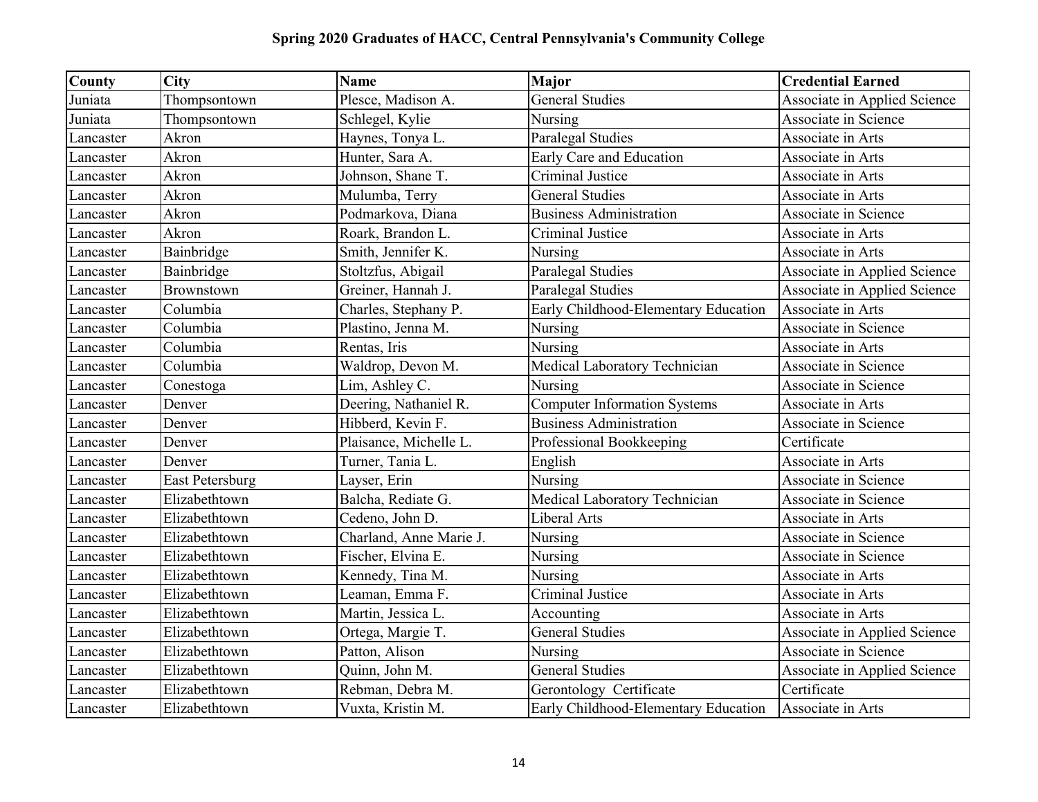**Spring 2020 Graduates of HACC, Central Pennsylvania's Community College**

| County | City | Name | Major | Credential Earned |
|---|---|---|---|---|
| Juniata | Thompsontown | Plesce, Madison A. | General Studies | Associate in Applied Science |
| Juniata | Thompsontown | Schlegel, Kylie | Nursing | Associate in Science |
| Lancaster | Akron | Haynes, Tonya L. | Paralegal Studies | Associate in Arts |
| Lancaster | Akron | Hunter, Sara A. | Early Care and Education | Associate in Arts |
| Lancaster | Akron | Johnson, Shane T. | Criminal Justice | Associate in Arts |
| Lancaster | Akron | Mulumba, Terry | General Studies | Associate in Arts |
| Lancaster | Akron | Podmarkova, Diana | Business Administration | Associate in Science |
| Lancaster | Akron | Roark, Brandon L. | Criminal Justice | Associate in Arts |
| Lancaster | Bainbridge | Smith, Jennifer K. | Nursing | Associate in Arts |
| Lancaster | Bainbridge | Stoltzfus, Abigail | Paralegal Studies | Associate in Applied Science |
| Lancaster | Brownstown | Greiner, Hannah J. | Paralegal Studies | Associate in Applied Science |
| Lancaster | Columbia | Charles, Stephany P. | Early Childhood-Elementary Education | Associate in Arts |
| Lancaster | Columbia | Plastino, Jenna M. | Nursing | Associate in Science |
| Lancaster | Columbia | Rentas, Iris | Nursing | Associate in Arts |
| Lancaster | Columbia | Waldrop, Devon M. | Medical Laboratory Technician | Associate in Science |
| Lancaster | Conestoga | Lim, Ashley C. | Nursing | Associate in Science |
| Lancaster | Denver | Deering, Nathaniel R. | Computer Information Systems | Associate in Arts |
| Lancaster | Denver | Hibberd, Kevin F. | Business Administration | Associate in Science |
| Lancaster | Denver | Plaisance, Michelle L. | Professional Bookkeeping | Certificate |
| Lancaster | Denver | Turner, Tania L. | English | Associate in Arts |
| Lancaster | East Petersburg | Layser, Erin | Nursing | Associate in Science |
| Lancaster | Elizabethtown | Balcha, Rediate G. | Medical Laboratory Technician | Associate in Science |
| Lancaster | Elizabethtown | Cedeno, John D. | Liberal Arts | Associate in Arts |
| Lancaster | Elizabethtown | Charland, Anne Marie J. | Nursing | Associate in Science |
| Lancaster | Elizabethtown | Fischer, Elvina E. | Nursing | Associate in Science |
| Lancaster | Elizabethtown | Kennedy, Tina M. | Nursing | Associate in Arts |
| Lancaster | Elizabethtown | Leaman, Emma F. | Criminal Justice | Associate in Arts |
| Lancaster | Elizabethtown | Martin, Jessica L. | Accounting | Associate in Arts |
| Lancaster | Elizabethtown | Ortega, Margie T. | General Studies | Associate in Applied Science |
| Lancaster | Elizabethtown | Patton, Alison | Nursing | Associate in Science |
| Lancaster | Elizabethtown | Quinn, John M. | General Studies | Associate in Applied Science |
| Lancaster | Elizabethtown | Rebman, Debra M. | Gerontology Certificate | Certificate |
| Lancaster | Elizabethtown | Vuxta, Kristin M. | Early Childhood-Elementary Education | Associate in Arts |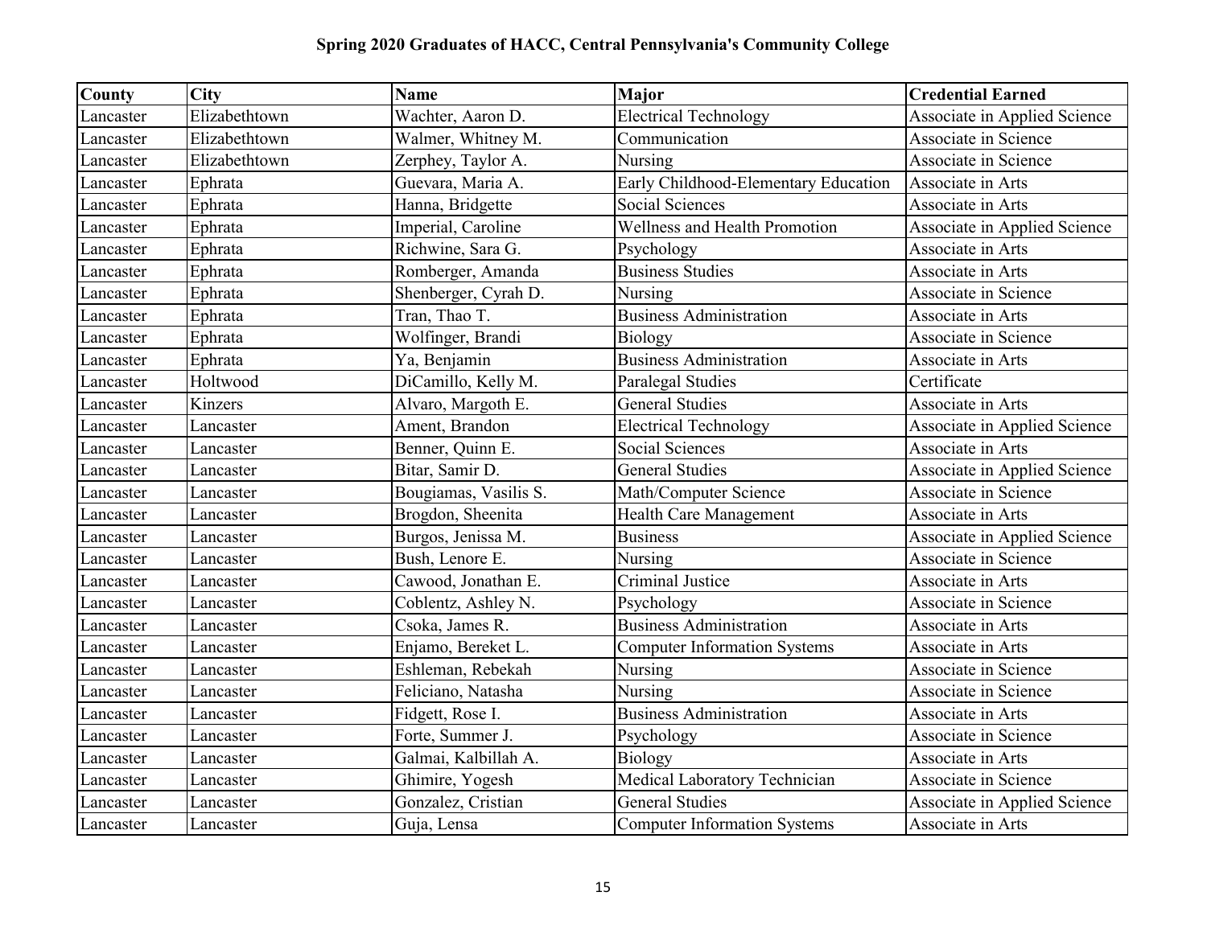# Spring 2020 Graduates of HACC, Central Pennsylvania's Community College

| County | City | Name | Major | Credential Earned |
|---|---|---|---|---|
| Lancaster | Elizabethtown | Wachter, Aaron D. | Electrical Technology | Associate in Applied Science |
| Lancaster | Elizabethtown | Walmer, Whitney M. | Communication | Associate in Science |
| Lancaster | Elizabethtown | Zerphey, Taylor A. | Nursing | Associate in Science |
| Lancaster | Ephrata | Guevara, Maria A. | Early Childhood-Elementary Education | Associate in Arts |
| Lancaster | Ephrata | Hanna, Bridgette | Social Sciences | Associate in Arts |
| Lancaster | Ephrata | Imperial, Caroline | Wellness and Health Promotion | Associate in Applied Science |
| Lancaster | Ephrata | Richwine, Sara G. | Psychology | Associate in Arts |
| Lancaster | Ephrata | Romberger, Amanda | Business Studies | Associate in Arts |
| Lancaster | Ephrata | Shenberger, Cyrah D. | Nursing | Associate in Science |
| Lancaster | Ephrata | Tran, Thao T. | Business Administration | Associate in Arts |
| Lancaster | Ephrata | Wolfinger, Brandi | Biology | Associate in Science |
| Lancaster | Ephrata | Ya, Benjamin | Business Administration | Associate in Arts |
| Lancaster | Holtwood | DiCamillo, Kelly M. | Paralegal Studies | Certificate |
| Lancaster | Kinzers | Alvaro, Margoth E. | General Studies | Associate in Arts |
| Lancaster | Lancaster | Ament, Brandon | Electrical Technology | Associate in Applied Science |
| Lancaster | Lancaster | Benner, Quinn E. | Social Sciences | Associate in Arts |
| Lancaster | Lancaster | Bitar, Samir D. | General Studies | Associate in Applied Science |
| Lancaster | Lancaster | Bougiamas, Vasilis S. | Math/Computer Science | Associate in Science |
| Lancaster | Lancaster | Brogdon, Sheenita | Health Care Management | Associate in Arts |
| Lancaster | Lancaster | Burgos, Jenissa M. | Business | Associate in Applied Science |
| Lancaster | Lancaster | Bush, Lenore E. | Nursing | Associate in Science |
| Lancaster | Lancaster | Cawood, Jonathan E. | Criminal Justice | Associate in Arts |
| Lancaster | Lancaster | Coblentz, Ashley N. | Psychology | Associate in Science |
| Lancaster | Lancaster | Csoka, James R. | Business Administration | Associate in Arts |
| Lancaster | Lancaster | Enjamo, Bereket L. | Computer Information Systems | Associate in Arts |
| Lancaster | Lancaster | Eshleman, Rebekah | Nursing | Associate in Science |
| Lancaster | Lancaster | Feliciano, Natasha | Nursing | Associate in Science |
| Lancaster | Lancaster | Fidgett, Rose I. | Business Administration | Associate in Arts |
| Lancaster | Lancaster | Forte, Summer J. | Psychology | Associate in Science |
| Lancaster | Lancaster | Galmai, Kalbillah A. | Biology | Associate in Arts |
| Lancaster | Lancaster | Ghimire, Yogesh | Medical Laboratory Technician | Associate in Science |
| Lancaster | Lancaster | Gonzalez, Cristian | General Studies | Associate in Applied Science |
| Lancaster | Lancaster | Guja, Lensa | Computer Information Systems | Associate in Arts |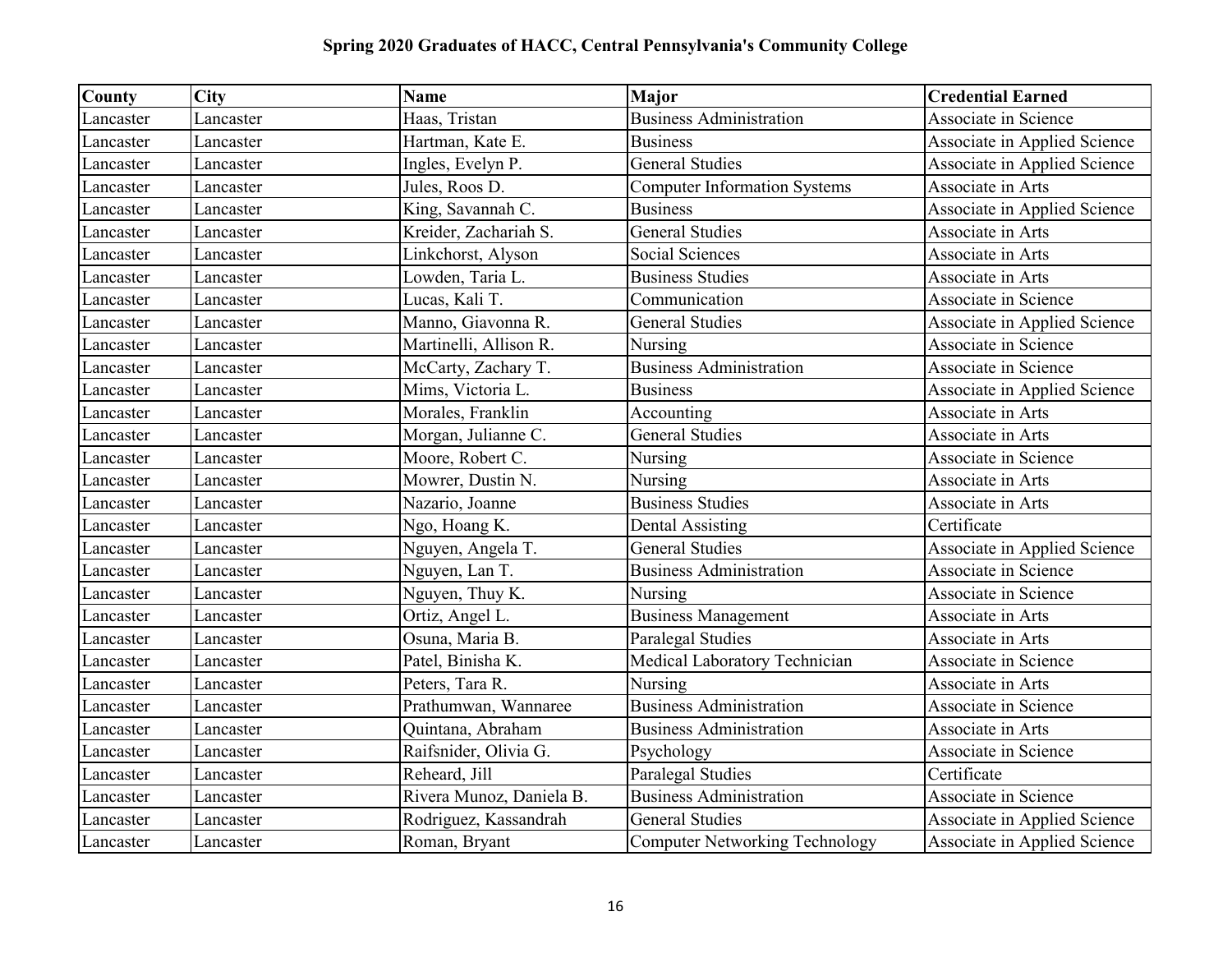**Spring 2020 Graduates of HACC, Central Pennsylvania's Community College**

| County | City | Name | Major | Credential Earned |
|---|---|---|---|---|
| Lancaster | Lancaster | Haas, Tristan | Business Administration | Associate in Science |
| Lancaster | Lancaster | Hartman, Kate E. | Business | Associate in Applied Science |
| Lancaster | Lancaster | Ingles, Evelyn P. | General Studies | Associate in Applied Science |
| Lancaster | Lancaster | Jules, Roos D. | Computer Information Systems | Associate in Arts |
| Lancaster | Lancaster | King, Savannah C. | Business | Associate in Applied Science |
| Lancaster | Lancaster | Kreider, Zachariah S. | General Studies | Associate in Arts |
| Lancaster | Lancaster | Linkchorst, Alyson | Social Sciences | Associate in Arts |
| Lancaster | Lancaster | Lowden, Taria L. | Business Studies | Associate in Arts |
| Lancaster | Lancaster | Lucas, Kali T. | Communication | Associate in Science |
| Lancaster | Lancaster | Manno, Giavonna R. | General Studies | Associate in Applied Science |
| Lancaster | Lancaster | Martinelli, Allison R. | Nursing | Associate in Science |
| Lancaster | Lancaster | McCarty, Zachary T. | Business Administration | Associate in Science |
| Lancaster | Lancaster | Mims, Victoria L. | Business | Associate in Applied Science |
| Lancaster | Lancaster | Morales, Franklin | Accounting | Associate in Arts |
| Lancaster | Lancaster | Morgan, Julianne C. | General Studies | Associate in Arts |
| Lancaster | Lancaster | Moore, Robert C. | Nursing | Associate in Science |
| Lancaster | Lancaster | Mowrer, Dustin N. | Nursing | Associate in Arts |
| Lancaster | Lancaster | Nazario, Joanne | Business Studies | Associate in Arts |
| Lancaster | Lancaster | Ngo, Hoang K. | Dental Assisting | Certificate |
| Lancaster | Lancaster | Nguyen, Angela T. | General Studies | Associate in Applied Science |
| Lancaster | Lancaster | Nguyen, Lan T. | Business Administration | Associate in Science |
| Lancaster | Lancaster | Nguyen, Thuy K. | Nursing | Associate in Science |
| Lancaster | Lancaster | Ortiz, Angel L. | Business Management | Associate in Arts |
| Lancaster | Lancaster | Osuna, Maria B. | Paralegal Studies | Associate in Arts |
| Lancaster | Lancaster | Patel, Binisha K. | Medical Laboratory Technician | Associate in Science |
| Lancaster | Lancaster | Peters, Tara R. | Nursing | Associate in Arts |
| Lancaster | Lancaster | Prathumwan, Wannaree | Business Administration | Associate in Science |
| Lancaster | Lancaster | Quintana, Abraham | Business Administration | Associate in Arts |
| Lancaster | Lancaster | Raifsnider, Olivia G. | Psychology | Associate in Science |
| Lancaster | Lancaster | Reheard, Jill | Paralegal Studies | Certificate |
| Lancaster | Lancaster | Rivera Munoz, Daniela B. | Business Administration | Associate in Science |
| Lancaster | Lancaster | Rodriguez, Kassandrah | General Studies | Associate in Applied Science |
| Lancaster | Lancaster | Roman, Bryant | Computer Networking Technology | Associate in Applied Science |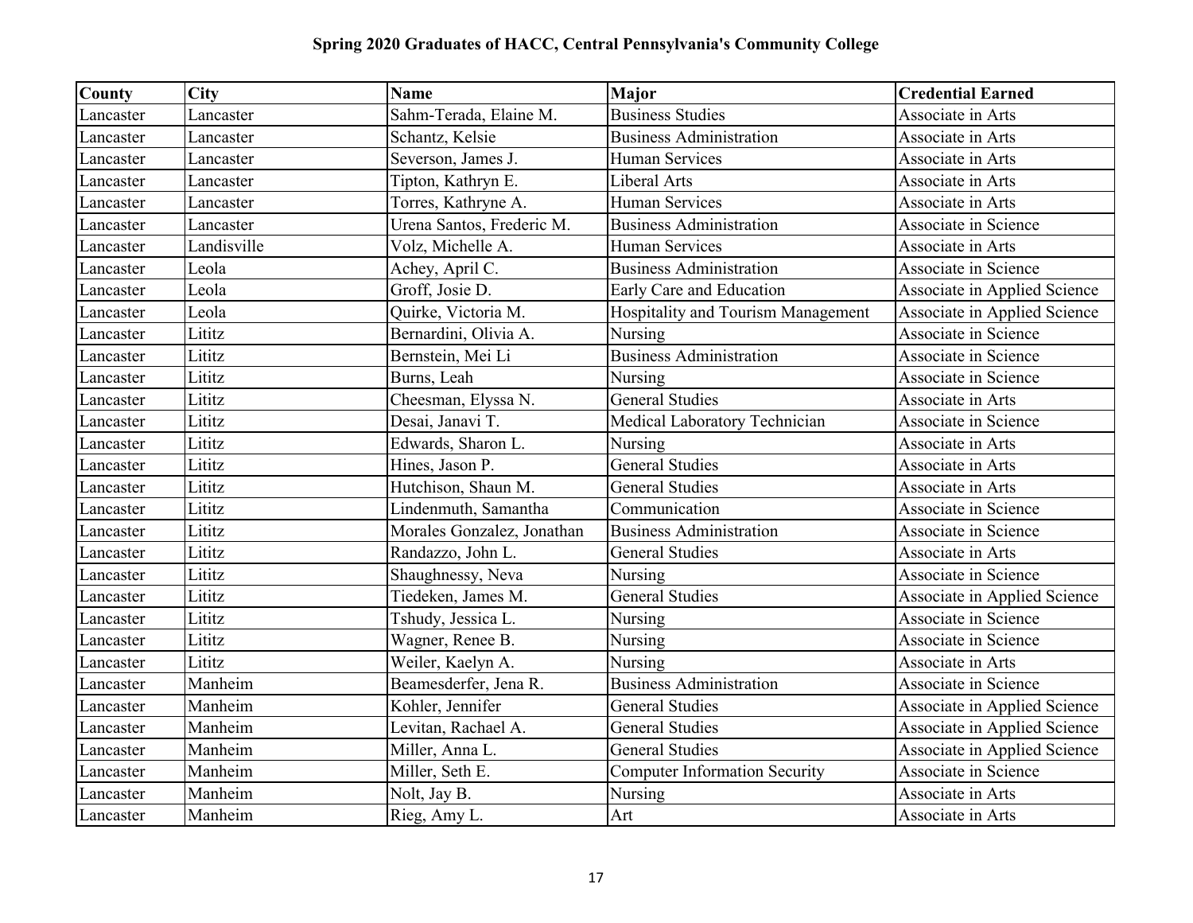**Spring 2020 Graduates of HACC, Central Pennsylvania's Community College**

| County | City | Name | Major | Credential Earned |
|---|---|---|---|---|
| Lancaster | Lancaster | Sahm-Terada, Elaine M. | Business Studies | Associate in Arts |
| Lancaster | Lancaster | Schantz, Kelsie | Business Administration | Associate in Arts |
| Lancaster | Lancaster | Severson, James J. | Human Services | Associate in Arts |
| Lancaster | Lancaster | Tipton, Kathryn E. | Liberal Arts | Associate in Arts |
| Lancaster | Lancaster | Torres, Kathryne A. | Human Services | Associate in Arts |
| Lancaster | Lancaster | Urena Santos, Frederic M. | Business Administration | Associate in Science |
| Lancaster | Landisville | Volz, Michelle A. | Human Services | Associate in Arts |
| Lancaster | Leola | Achey, April C. | Business Administration | Associate in Science |
| Lancaster | Leola | Groff, Josie D. | Early Care and Education | Associate in Applied Science |
| Lancaster | Leola | Quirke, Victoria M. | Hospitality and Tourism Management | Associate in Applied Science |
| Lancaster | Lititz | Bernardini, Olivia A. | Nursing | Associate in Science |
| Lancaster | Lititz | Bernstein, Mei Li | Business Administration | Associate in Science |
| Lancaster | Lititz | Burns, Leah | Nursing | Associate in Science |
| Lancaster | Lititz | Cheesman, Elyssa N. | General Studies | Associate in Arts |
| Lancaster | Lititz | Desai, Janavi T. | Medical Laboratory Technician | Associate in Science |
| Lancaster | Lititz | Edwards, Sharon L. | Nursing | Associate in Arts |
| Lancaster | Lititz | Hines, Jason P. | General Studies | Associate in Arts |
| Lancaster | Lititz | Hutchison, Shaun M. | General Studies | Associate in Arts |
| Lancaster | Lititz | Lindenmuth, Samantha | Communication | Associate in Science |
| Lancaster | Lititz | Morales Gonzalez, Jonathan | Business Administration | Associate in Science |
| Lancaster | Lititz | Randazzo, John L. | General Studies | Associate in Arts |
| Lancaster | Lititz | Shaughnessy, Neva | Nursing | Associate in Science |
| Lancaster | Lititz | Tiedeken, James M. | General Studies | Associate in Applied Science |
| Lancaster | Lititz | Tshudy, Jessica L. | Nursing | Associate in Science |
| Lancaster | Lititz | Wagner, Renee B. | Nursing | Associate in Science |
| Lancaster | Lititz | Weiler, Kaelyn A. | Nursing | Associate in Arts |
| Lancaster | Manheim | Beamesderfer, Jena R. | Business Administration | Associate in Science |
| Lancaster | Manheim | Kohler, Jennifer | General Studies | Associate in Applied Science |
| Lancaster | Manheim | Levitan, Rachael A. | General Studies | Associate in Applied Science |
| Lancaster | Manheim | Miller, Anna L. | General Studies | Associate in Applied Science |
| Lancaster | Manheim | Miller, Seth E. | Computer Information Security | Associate in Science |
| Lancaster | Manheim | Nolt, Jay B. | Nursing | Associate in Arts |
| Lancaster | Manheim | Rieg, Amy L. | Art | Associate in Arts |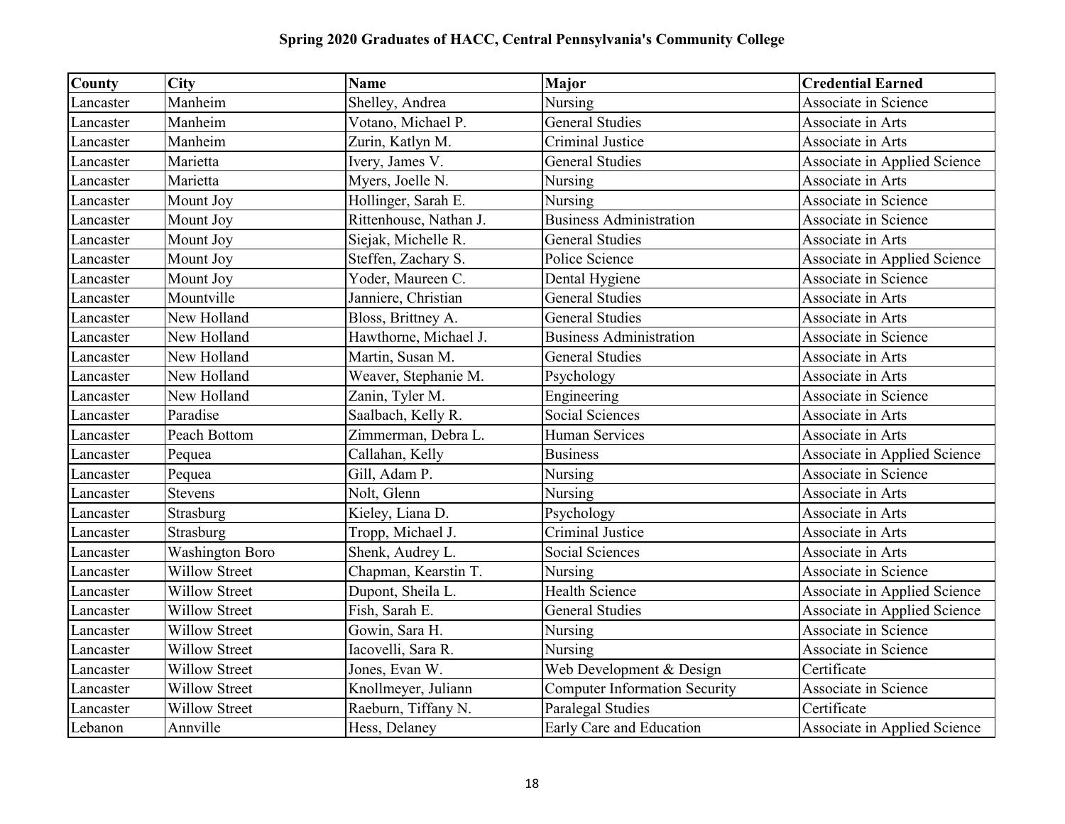**Spring 2020 Graduates of HACC, Central Pennsylvania's Community College**

| County | City | Name | Major | Credential Earned |
|---|---|---|---|---|
| Lancaster | Manheim | Shelley, Andrea | Nursing | Associate in Science |
| Lancaster | Manheim | Votano, Michael P. | General Studies | Associate in Arts |
| Lancaster | Manheim | Zurin, Katlyn M. | Criminal Justice | Associate in Arts |
| Lancaster | Marietta | Ivery, James V. | General Studies | Associate in Applied Science |
| Lancaster | Marietta | Myers, Joelle N. | Nursing | Associate in Arts |
| Lancaster | Mount Joy | Hollinger, Sarah E. | Nursing | Associate in Science |
| Lancaster | Mount Joy | Rittenhouse, Nathan J. | Business Administration | Associate in Science |
| Lancaster | Mount Joy | Siejak, Michelle R. | General Studies | Associate in Arts |
| Lancaster | Mount Joy | Steffen, Zachary S. | Police Science | Associate in Applied Science |
| Lancaster | Mount Joy | Yoder, Maureen C. | Dental Hygiene | Associate in Science |
| Lancaster | Mountville | Janniere, Christian | General Studies | Associate in Arts |
| Lancaster | New Holland | Bloss, Brittney A. | General Studies | Associate in Arts |
| Lancaster | New Holland | Hawthorne, Michael J. | Business Administration | Associate in Science |
| Lancaster | New Holland | Martin, Susan M. | General Studies | Associate in Arts |
| Lancaster | New Holland | Weaver, Stephanie M. | Psychology | Associate in Arts |
| Lancaster | New Holland | Zanin, Tyler M. | Engineering | Associate in Science |
| Lancaster | Paradise | Saalbach, Kelly R. | Social Sciences | Associate in Arts |
| Lancaster | Peach Bottom | Zimmerman, Debra L. | Human Services | Associate in Arts |
| Lancaster | Pequea | Callahan, Kelly | Business | Associate in Applied Science |
| Lancaster | Pequea | Gill, Adam P. | Nursing | Associate in Science |
| Lancaster | Stevens | Nolt, Glenn | Nursing | Associate in Arts |
| Lancaster | Strasburg | Kieley, Liana D. | Psychology | Associate in Arts |
| Lancaster | Strasburg | Tropp, Michael J. | Criminal Justice | Associate in Arts |
| Lancaster | Washington Boro | Shenk, Audrey L. | Social Sciences | Associate in Arts |
| Lancaster | Willow Street | Chapman, Kearstin T. | Nursing | Associate in Science |
| Lancaster | Willow Street | Dupont, Sheila L. | Health Science | Associate in Applied Science |
| Lancaster | Willow Street | Fish, Sarah E. | General Studies | Associate in Applied Science |
| Lancaster | Willow Street | Gowin, Sara H. | Nursing | Associate in Science |
| Lancaster | Willow Street | Iacovelli, Sara R. | Nursing | Associate in Science |
| Lancaster | Willow Street | Jones, Evan W. | Web Development & Design | Certificate |
| Lancaster | Willow Street | Knollmeyer, Juliann | Computer Information Security | Associate in Science |
| Lancaster | Willow Street | Raeburn, Tiffany N. | Paralegal Studies | Certificate |
| Lebanon | Annville | Hess, Delaney | Early Care and Education | Associate in Applied Science |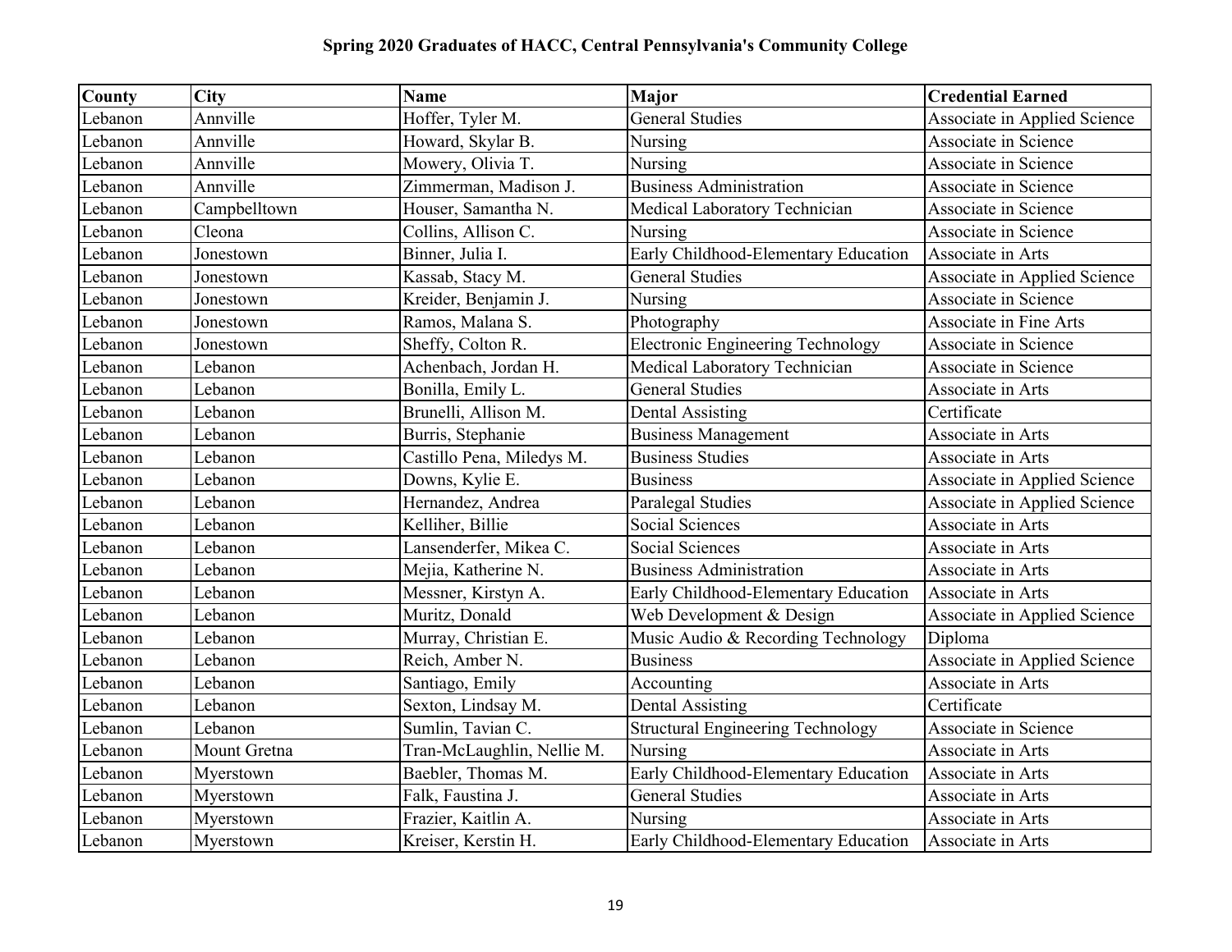**Spring 2020 Graduates of HACC, Central Pennsylvania's Community College**

| County | City | Name | Major | Credential Earned |
|---|---|---|---|---|
| Lebanon | Annville | Hoffer, Tyler M. | General Studies | Associate in Applied Science |
| Lebanon | Annville | Howard, Skylar B. | Nursing | Associate in Science |
| Lebanon | Annville | Mowery, Olivia T. | Nursing | Associate in Science |
| Lebanon | Annville | Zimmerman, Madison J. | Business Administration | Associate in Science |
| Lebanon | Campbelltown | Houser, Samantha N. | Medical Laboratory Technician | Associate in Science |
| Lebanon | Cleona | Collins, Allison C. | Nursing | Associate in Science |
| Lebanon | Jonestown | Binner, Julia I. | Early Childhood-Elementary Education | Associate in Arts |
| Lebanon | Jonestown | Kassab, Stacy M. | General Studies | Associate in Applied Science |
| Lebanon | Jonestown | Kreider, Benjamin J. | Nursing | Associate in Science |
| Lebanon | Jonestown | Ramos, Malana S. | Photography | Associate in Fine Arts |
| Lebanon | Jonestown | Sheffy, Colton R. | Electronic Engineering Technology | Associate in Science |
| Lebanon | Lebanon | Achenbach, Jordan H. | Medical Laboratory Technician | Associate in Science |
| Lebanon | Lebanon | Bonilla, Emily L. | General Studies | Associate in Arts |
| Lebanon | Lebanon | Brunelli, Allison M. | Dental Assisting | Certificate |
| Lebanon | Lebanon | Burris, Stephanie | Business Management | Associate in Arts |
| Lebanon | Lebanon | Castillo Pena, Miledys M. | Business Studies | Associate in Arts |
| Lebanon | Lebanon | Downs, Kylie E. | Business | Associate in Applied Science |
| Lebanon | Lebanon | Hernandez, Andrea | Paralegal Studies | Associate in Applied Science |
| Lebanon | Lebanon | Kelliher, Billie | Social Sciences | Associate in Arts |
| Lebanon | Lebanon | Lansenderfer, Mikea C. | Social Sciences | Associate in Arts |
| Lebanon | Lebanon | Mejia, Katherine N. | Business Administration | Associate in Arts |
| Lebanon | Lebanon | Messner, Kirstyn A. | Early Childhood-Elementary Education | Associate in Arts |
| Lebanon | Lebanon | Muritz, Donald | Web Development & Design | Associate in Applied Science |
| Lebanon | Lebanon | Murray, Christian E. | Music Audio & Recording Technology | Diploma |
| Lebanon | Lebanon | Reich, Amber N. | Business | Associate in Applied Science |
| Lebanon | Lebanon | Santiago, Emily | Accounting | Associate in Arts |
| Lebanon | Lebanon | Sexton, Lindsay M. | Dental Assisting | Certificate |
| Lebanon | Lebanon | Sumlin, Tavian C. | Structural Engineering Technology | Associate in Science |
| Lebanon | Mount Gretna | Tran-McLaughlin, Nellie M. | Nursing | Associate in Arts |
| Lebanon | Myerstown | Baebler, Thomas M. | Early Childhood-Elementary Education | Associate in Arts |
| Lebanon | Myerstown | Falk, Faustina J. | General Studies | Associate in Arts |
| Lebanon | Myerstown | Frazier, Kaitlin A. | Nursing | Associate in Arts |
| Lebanon | Myerstown | Kreiser, Kerstin H. | Early Childhood-Elementary Education | Associate in Arts |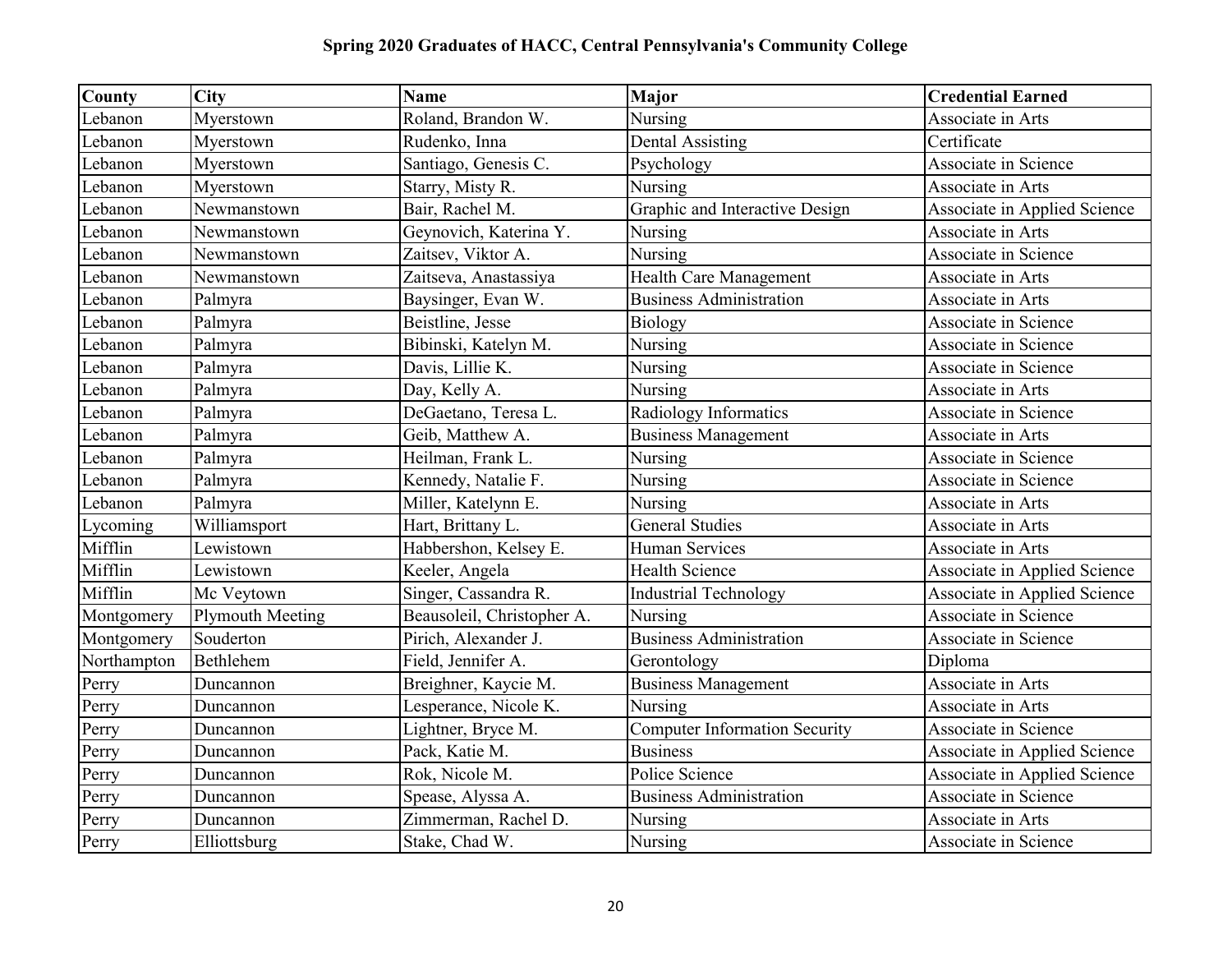**Spring 2020 Graduates of HACC, Central Pennsylvania's Community College**

| County | City | Name | Major | Credential Earned |
|---|---|---|---|---|
| Lebanon | Myerstown | Roland, Brandon W. | Nursing | Associate in Arts |
| Lebanon | Myerstown | Rudenko, Inna | Dental Assisting | Certificate |
| Lebanon | Myerstown | Santiago, Genesis C. | Psychology | Associate in Science |
| Lebanon | Myerstown | Starry, Misty R. | Nursing | Associate in Arts |
| Lebanon | Newmanstown | Bair, Rachel M. | Graphic and Interactive Design | Associate in Applied Science |
| Lebanon | Newmanstown | Geynovich, Katerina Y. | Nursing | Associate in Arts |
| Lebanon | Newmanstown | Zaitsev, Viktor A. | Nursing | Associate in Science |
| Lebanon | Newmanstown | Zaitseva, Anastassiya | Health Care Management | Associate in Arts |
| Lebanon | Palmyra | Baysinger, Evan W. | Business Administration | Associate in Arts |
| Lebanon | Palmyra | Beistline, Jesse | Biology | Associate in Science |
| Lebanon | Palmyra | Bibinski, Katelyn M. | Nursing | Associate in Science |
| Lebanon | Palmyra | Davis, Lillie K. | Nursing | Associate in Science |
| Lebanon | Palmyra | Day, Kelly A. | Nursing | Associate in Arts |
| Lebanon | Palmyra | DeGaetano, Teresa L. | Radiology Informatics | Associate in Science |
| Lebanon | Palmyra | Geib, Matthew A. | Business Management | Associate in Arts |
| Lebanon | Palmyra | Heilman, Frank L. | Nursing | Associate in Science |
| Lebanon | Palmyra | Kennedy, Natalie F. | Nursing | Associate in Science |
| Lebanon | Palmyra | Miller, Katelynn E. | Nursing | Associate in Arts |
| Lycoming | Williamsport | Hart, Brittany L. | General Studies | Associate in Arts |
| Mifflin | Lewistown | Habbershon, Kelsey E. | Human Services | Associate in Arts |
| Mifflin | Lewistown | Keeler, Angela | Health Science | Associate in Applied Science |
| Mifflin | Mc Veytown | Singer, Cassandra R. | Industrial Technology | Associate in Applied Science |
| Montgomery | Plymouth Meeting | Beausoleil, Christopher A. | Nursing | Associate in Science |
| Montgomery | Souderton | Pirich, Alexander J. | Business Administration | Associate in Science |
| Northampton | Bethlehem | Field, Jennifer A. | Gerontology | Diploma |
| Perry | Duncannon | Breighner, Kaycie M. | Business Management | Associate in Arts |
| Perry | Duncannon | Lesperance, Nicole K. | Nursing | Associate in Arts |
| Perry | Duncannon | Lightner, Bryce M. | Computer Information Security | Associate in Science |
| Perry | Duncannon | Pack, Katie M. | Business | Associate in Applied Science |
| Perry | Duncannon | Rok, Nicole M. | Police Science | Associate in Applied Science |
| Perry | Duncannon | Spease, Alyssa A. | Business Administration | Associate in Science |
| Perry | Duncannon | Zimmerman, Rachel D. | Nursing | Associate in Arts |
| Perry | Elliottsburg | Stake, Chad W. | Nursing | Associate in Science |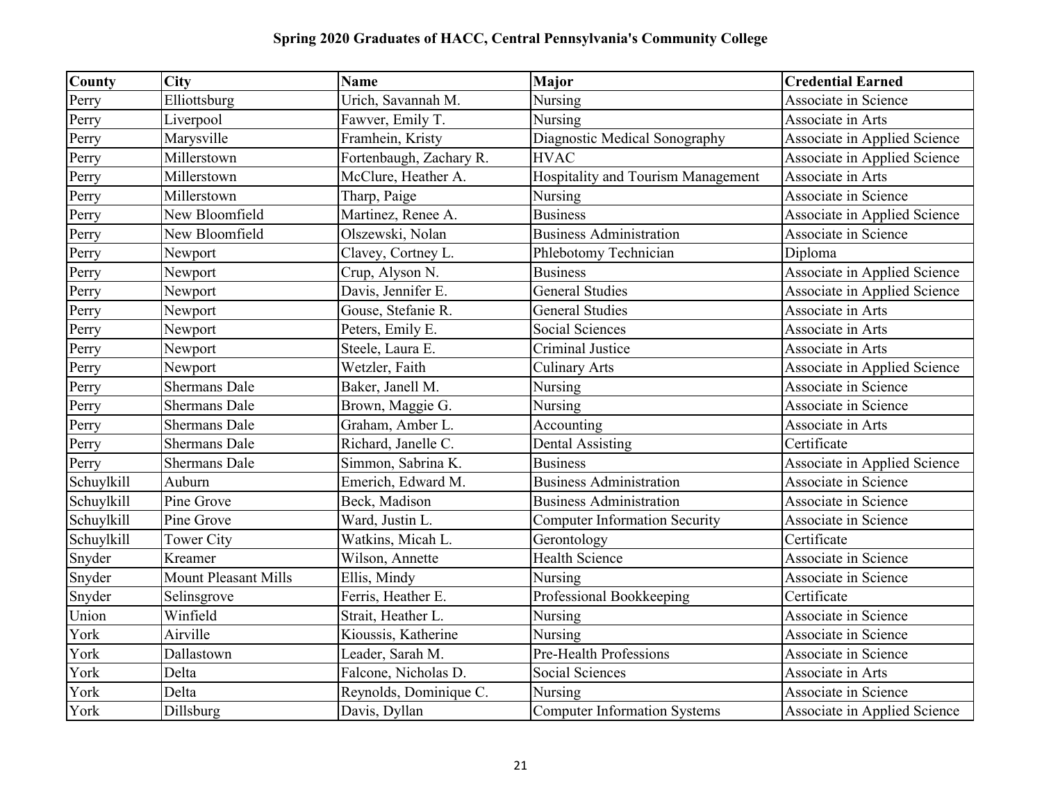**Spring 2020 Graduates of HACC, Central Pennsylvania's Community College**

| County | City | Name | Major | Credential Earned |
|---|---|---|---|---|
| Perry | Elliottsburg | Urich, Savannah M. | Nursing | Associate in Science |
| Perry | Liverpool | Fawver, Emily T. | Nursing | Associate in Arts |
| Perry | Marysville | Framhein, Kristy | Diagnostic Medical Sonography | Associate in Applied Science |
| Perry | Millerstown | Fortenbaugh, Zachary R. | HVAC | Associate in Applied Science |
| Perry | Millerstown | McClure, Heather A. | Hospitality and Tourism Management | Associate in Arts |
| Perry | Millerstown | Tharp, Paige | Nursing | Associate in Science |
| Perry | New Bloomfield | Martinez, Renee A. | Business | Associate in Applied Science |
| Perry | New Bloomfield | Olszewski, Nolan | Business Administration | Associate in Science |
| Perry | Newport | Clavey, Cortney L. | Phlebotomy Technician | Diploma |
| Perry | Newport | Crup, Alyson N. | Business | Associate in Applied Science |
| Perry | Newport | Davis, Jennifer E. | General Studies | Associate in Applied Science |
| Perry | Newport | Gouse, Stefanie R. | General Studies | Associate in Arts |
| Perry | Newport | Peters, Emily E. | Social Sciences | Associate in Arts |
| Perry | Newport | Steele, Laura E. | Criminal Justice | Associate in Arts |
| Perry | Newport | Wetzler, Faith | Culinary Arts | Associate in Applied Science |
| Perry | Shermans Dale | Baker, Janell M. | Nursing | Associate in Science |
| Perry | Shermans Dale | Brown, Maggie G. | Nursing | Associate in Science |
| Perry | Shermans Dale | Graham, Amber L. | Accounting | Associate in Arts |
| Perry | Shermans Dale | Richard, Janelle C. | Dental Assisting | Certificate |
| Perry | Shermans Dale | Simmon, Sabrina K. | Business | Associate in Applied Science |
| Schuylkill | Auburn | Emerich, Edward M. | Business Administration | Associate in Science |
| Schuylkill | Pine Grove | Beck, Madison | Business Administration | Associate in Science |
| Schuylkill | Pine Grove | Ward, Justin L. | Computer Information Security | Associate in Science |
| Schuylkill | Tower City | Watkins, Micah L. | Gerontology | Certificate |
| Snyder | Kreamer | Wilson, Annette | Health Science | Associate in Science |
| Snyder | Mount Pleasant Mills | Ellis, Mindy | Nursing | Associate in Science |
| Snyder | Selinsgrove | Ferris, Heather E. | Professional Bookkeeping | Certificate |
| Union | Winfield | Strait, Heather L. | Nursing | Associate in Science |
| York | Airville | Kioussis, Katherine | Nursing | Associate in Science |
| York | Dallastown | Leader, Sarah M. | Pre-Health Professions | Associate in Science |
| York | Delta | Falcone, Nicholas D. | Social Sciences | Associate in Arts |
| York | Delta | Reynolds, Dominique C. | Nursing | Associate in Science |
| York | Dillsburg | Davis, Dyllan | Computer Information Systems | Associate in Applied Science |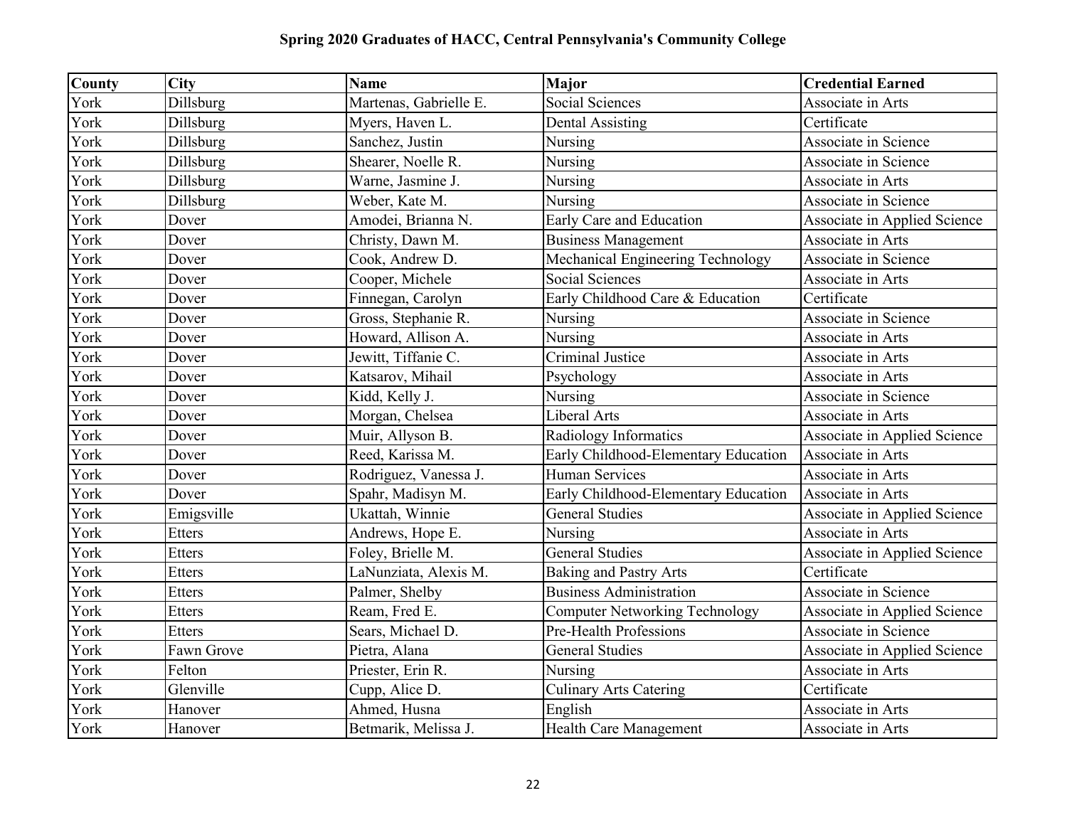**Spring 2020 Graduates of HACC, Central Pennsylvania's Community College**

| County | City | Name | Major | Credential Earned |
|---|---|---|---|---|
| York | Dillsburg | Martenas, Gabrielle E. | Social Sciences | Associate in Arts |
| York | Dillsburg | Myers, Haven L. | Dental Assisting | Certificate |
| York | Dillsburg | Sanchez, Justin | Nursing | Associate in Science |
| York | Dillsburg | Shearer, Noelle R. | Nursing | Associate in Science |
| York | Dillsburg | Warne, Jasmine J. | Nursing | Associate in Arts |
| York | Dillsburg | Weber, Kate M. | Nursing | Associate in Science |
| York | Dover | Amodei, Brianna N. | Early Care and Education | Associate in Applied Science |
| York | Dover | Christy, Dawn M. | Business Management | Associate in Arts |
| York | Dover | Cook, Andrew D. | Mechanical Engineering Technology | Associate in Science |
| York | Dover | Cooper, Michele | Social Sciences | Associate in Arts |
| York | Dover | Finnegan, Carolyn | Early Childhood Care & Education | Certificate |
| York | Dover | Gross, Stephanie R. | Nursing | Associate in Science |
| York | Dover | Howard, Allison A. | Nursing | Associate in Arts |
| York | Dover | Jewitt, Tiffanie C. | Criminal Justice | Associate in Arts |
| York | Dover | Katsarov, Mihail | Psychology | Associate in Arts |
| York | Dover | Kidd, Kelly J. | Nursing | Associate in Science |
| York | Dover | Morgan, Chelsea | Liberal Arts | Associate in Arts |
| York | Dover | Muir, Allyson B. | Radiology Informatics | Associate in Applied Science |
| York | Dover | Reed, Karissa M. | Early Childhood-Elementary Education | Associate in Arts |
| York | Dover | Rodriguez, Vanessa J. | Human Services | Associate in Arts |
| York | Dover | Spahr, Madisyn M. | Early Childhood-Elementary Education | Associate in Arts |
| York | Emigsville | Ukattah, Winnie | General Studies | Associate in Applied Science |
| York | Etters | Andrews, Hope E. | Nursing | Associate in Arts |
| York | Etters | Foley, Brielle M. | General Studies | Associate in Applied Science |
| York | Etters | LaNunziata, Alexis M. | Baking and Pastry Arts | Certificate |
| York | Etters | Palmer, Shelby | Business Administration | Associate in Science |
| York | Etters | Ream, Fred E. | Computer Networking Technology | Associate in Applied Science |
| York | Etters | Sears, Michael D. | Pre-Health Professions | Associate in Science |
| York | Fawn Grove | Pietra, Alana | General Studies | Associate in Applied Science |
| York | Felton | Priester, Erin R. | Nursing | Associate in Arts |
| York | Glenville | Cupp, Alice D. | Culinary Arts Catering | Certificate |
| York | Hanover | Ahmed, Husna | English | Associate in Arts |
| York | Hanover | Betmarik, Melissa J. | Health Care Management | Associate in Arts |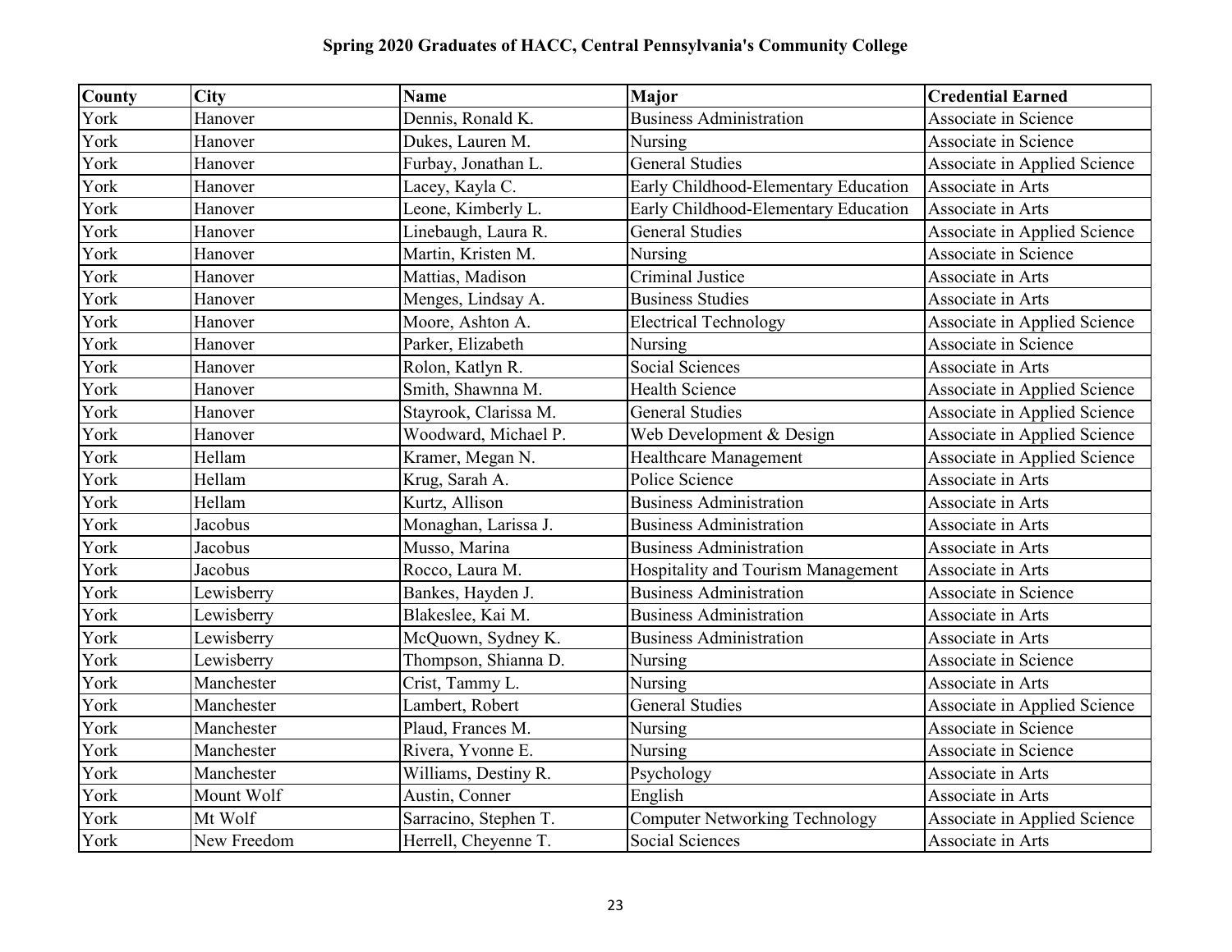**Spring 2020 Graduates of HACC, Central Pennsylvania's Community College**

| County | City | Name | Major | Credential Earned |
|---|---|---|---|---|
| York | Hanover | Dennis, Ronald K. | Business Administration | Associate in Science |
| York | Hanover | Dukes, Lauren M. | Nursing | Associate in Science |
| York | Hanover | Furbay, Jonathan L. | General Studies | Associate in Applied Science |
| York | Hanover | Lacey, Kayla C. | Early Childhood-Elementary Education | Associate in Arts |
| York | Hanover | Leone, Kimberly L. | Early Childhood-Elementary Education | Associate in Arts |
| York | Hanover | Linebaugh, Laura R. | General Studies | Associate in Applied Science |
| York | Hanover | Martin, Kristen M. | Nursing | Associate in Science |
| York | Hanover | Mattias, Madison | Criminal Justice | Associate in Arts |
| York | Hanover | Menges, Lindsay A. | Business Studies | Associate in Arts |
| York | Hanover | Moore, Ashton A. | Electrical Technology | Associate in Applied Science |
| York | Hanover | Parker, Elizabeth | Nursing | Associate in Science |
| York | Hanover | Rolon, Katlyn R. | Social Sciences | Associate in Arts |
| York | Hanover | Smith, Shawnna M. | Health Science | Associate in Applied Science |
| York | Hanover | Stayrook, Clarissa M. | General Studies | Associate in Applied Science |
| York | Hanover | Woodward, Michael P. | Web Development & Design | Associate in Applied Science |
| York | Hellam | Kramer, Megan N. | Healthcare Management | Associate in Applied Science |
| York | Hellam | Krug, Sarah A. | Police Science | Associate in Arts |
| York | Hellam | Kurtz, Allison | Business Administration | Associate in Arts |
| York | Jacobus | Monaghan, Larissa J. | Business Administration | Associate in Arts |
| York | Jacobus | Musso, Marina | Business Administration | Associate in Arts |
| York | Jacobus | Rocco, Laura M. | Hospitality and Tourism Management | Associate in Arts |
| York | Lewisberry | Bankes, Hayden J. | Business Administration | Associate in Science |
| York | Lewisberry | Blakeslee, Kai M. | Business Administration | Associate in Arts |
| York | Lewisberry | McQuown, Sydney K. | Business Administration | Associate in Arts |
| York | Lewisberry | Thompson, Shianna D. | Nursing | Associate in Science |
| York | Manchester | Crist, Tammy L. | Nursing | Associate in Arts |
| York | Manchester | Lambert, Robert | General Studies | Associate in Applied Science |
| York | Manchester | Plaud, Frances M. | Nursing | Associate in Science |
| York | Manchester | Rivera, Yvonne E. | Nursing | Associate in Science |
| York | Manchester | Williams, Destiny R. | Psychology | Associate in Arts |
| York | Mount Wolf | Austin, Conner | English | Associate in Arts |
| York | Mt Wolf | Sarracino, Stephen T. | Computer Networking Technology | Associate in Applied Science |
| York | New Freedom | Herrell, Cheyenne T. | Social Sciences | Associate in Arts |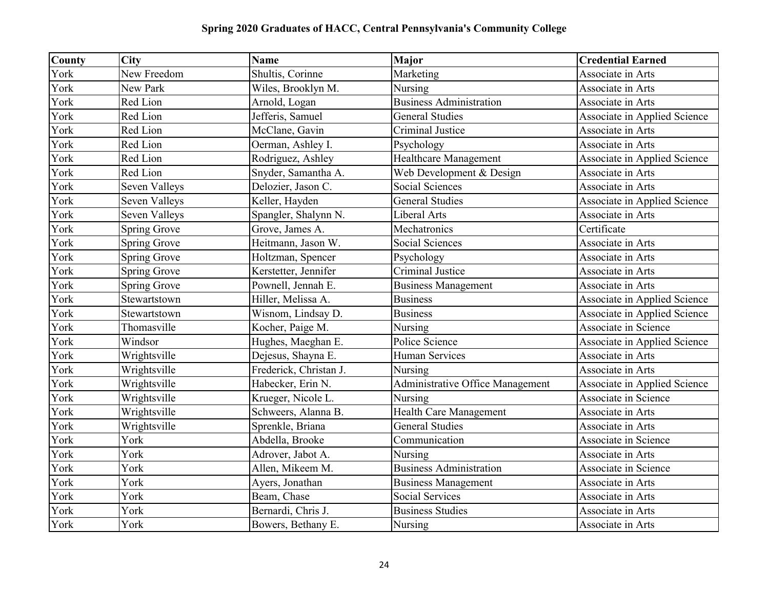**Spring 2020 Graduates of HACC, Central Pennsylvania's Community College**

| County | City | Name | Major | Credential Earned |
|---|---|---|---|---|
| York | New Freedom | Shultis, Corinne | Marketing | Associate in Arts |
| York | New Park | Wiles, Brooklyn M. | Nursing | Associate in Arts |
| York | Red Lion | Arnold, Logan | Business Administration | Associate in Arts |
| York | Red Lion | Jefferis, Samuel | General Studies | Associate in Applied Science |
| York | Red Lion | McClane, Gavin | Criminal Justice | Associate in Arts |
| York | Red Lion | Oerman, Ashley I. | Psychology | Associate in Arts |
| York | Red Lion | Rodriguez, Ashley | Healthcare Management | Associate in Applied Science |
| York | Red Lion | Snyder, Samantha A. | Web Development & Design | Associate in Arts |
| York | Seven Valleys | Delozier, Jason C. | Social Sciences | Associate in Arts |
| York | Seven Valleys | Keller, Hayden | General Studies | Associate in Applied Science |
| York | Seven Valleys | Spangler, Shalynn N. | Liberal Arts | Associate in Arts |
| York | Spring Grove | Grove, James A. | Mechatronics | Certificate |
| York | Spring Grove | Heitmann, Jason W. | Social Sciences | Associate in Arts |
| York | Spring Grove | Holtzman, Spencer | Psychology | Associate in Arts |
| York | Spring Grove | Kerstetter, Jennifer | Criminal Justice | Associate in Arts |
| York | Spring Grove | Pownell, Jennah E. | Business Management | Associate in Arts |
| York | Stewartstown | Hiller, Melissa A. | Business | Associate in Applied Science |
| York | Stewartstown | Wisnom, Lindsay D. | Business | Associate in Applied Science |
| York | Thomasville | Kocher, Paige M. | Nursing | Associate in Science |
| York | Windsor | Hughes, Maeghan E. | Police Science | Associate in Applied Science |
| York | Wrightsville | Dejesus, Shayna E. | Human Services | Associate in Arts |
| York | Wrightsville | Frederick, Christan J. | Nursing | Associate in Arts |
| York | Wrightsville | Habecker, Erin N. | Administrative Office Management | Associate in Applied Science |
| York | Wrightsville | Krueger, Nicole L. | Nursing | Associate in Science |
| York | Wrightsville | Schweers, Alanna B. | Health Care Management | Associate in Arts |
| York | Wrightsville | Sprenkle, Briana | General Studies | Associate in Arts |
| York | York | Abdella, Brooke | Communication | Associate in Science |
| York | York | Adrover, Jabot A. | Nursing | Associate in Arts |
| York | York | Allen, Mikeem M. | Business Administration | Associate in Science |
| York | York | Ayers, Jonathan | Business Management | Associate in Arts |
| York | York | Beam, Chase | Social Services | Associate in Arts |
| York | York | Bernardi, Chris J. | Business Studies | Associate in Arts |
| York | York | Bowers, Bethany E. | Nursing | Associate in Arts |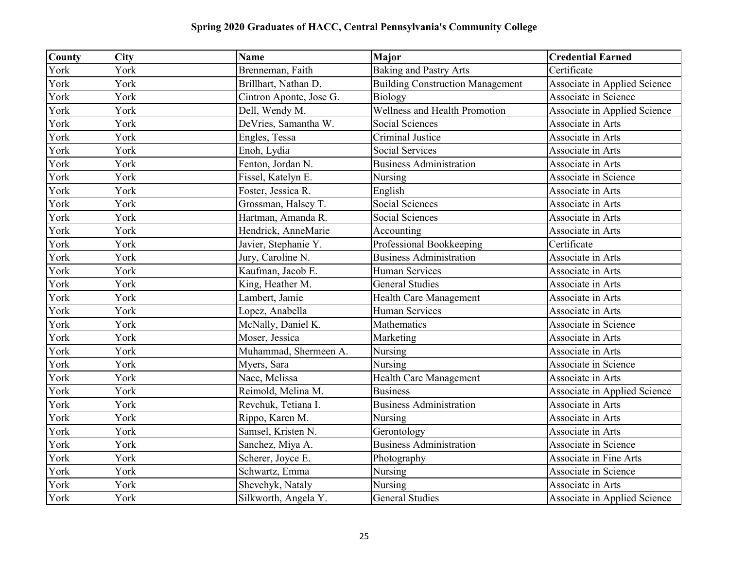**Spring 2020 Graduates of HACC, Central Pennsylvania's Community College**

| County | City | Name | Major | Credential Earned |
| --- | --- | --- | --- | --- |
| York | York | Brenneman, Faith | Baking and Pastry Arts | Certificate |
| York | York | Brillhart, Nathan D. | Building Construction Management | Associate in Applied Science |
| York | York | Cintron Aponte, Jose G. | Biology | Associate in Science |
| York | York | Dell, Wendy M. | Wellness and Health Promotion | Associate in Applied Science |
| York | York | DeVries, Samantha W. | Social Sciences | Associate in Arts |
| York | York | Engles, Tessa | Criminal Justice | Associate in Arts |
| York | York | Enoh, Lydia | Social Services | Associate in Arts |
| York | York | Fenton, Jordan N. | Business Administration | Associate in Arts |
| York | York | Fissel, Katelyn E. | Nursing | Associate in Science |
| York | York | Foster, Jessica R. | English | Associate in Arts |
| York | York | Grossman, Halsey T. | Social Sciences | Associate in Arts |
| York | York | Hartman, Amanda R. | Social Sciences | Associate in Arts |
| York | York | Hendrick, AnneMarie | Accounting | Associate in Arts |
| York | York | Javier, Stephanie Y. | Professional Bookkeeping | Certificate |
| York | York | Jury, Caroline N. | Business Administration | Associate in Arts |
| York | York | Kaufman, Jacob E. | Human Services | Associate in Arts |
| York | York | King, Heather M. | General Studies | Associate in Arts |
| York | York | Lambert, Jamie | Health Care Management | Associate in Arts |
| York | York | Lopez, Anabella | Human Services | Associate in Arts |
| York | York | McNally, Daniel K. | Mathematics | Associate in Science |
| York | York | Moser, Jessica | Marketing | Associate in Arts |
| York | York | Muhammad, Shermeen A. | Nursing | Associate in Arts |
| York | York | Myers, Sara | Nursing | Associate in Science |
| York | York | Nace, Melissa | Health Care Management | Associate in Arts |
| York | York | Reimold, Melina M. | Business | Associate in Applied Science |
| York | York | Revchuk, Tetiana I. | Business Administration | Associate in Arts |
| York | York | Rippo, Karen M. | Nursing | Associate in Arts |
| York | York | Samsel, Kristen N. | Gerontology | Associate in Arts |
| York | York | Sanchez, Miya A. | Business Administration | Associate in Science |
| York | York | Scherer, Joyce E. | Photography | Associate in Fine Arts |
| York | York | Schwartz, Emma | Nursing | Associate in Science |
| York | York | Shevchyk, Nataly | Nursing | Associate in Arts |
| York | York | Silkworth, Angela Y. | General Studies | Associate in Applied Science |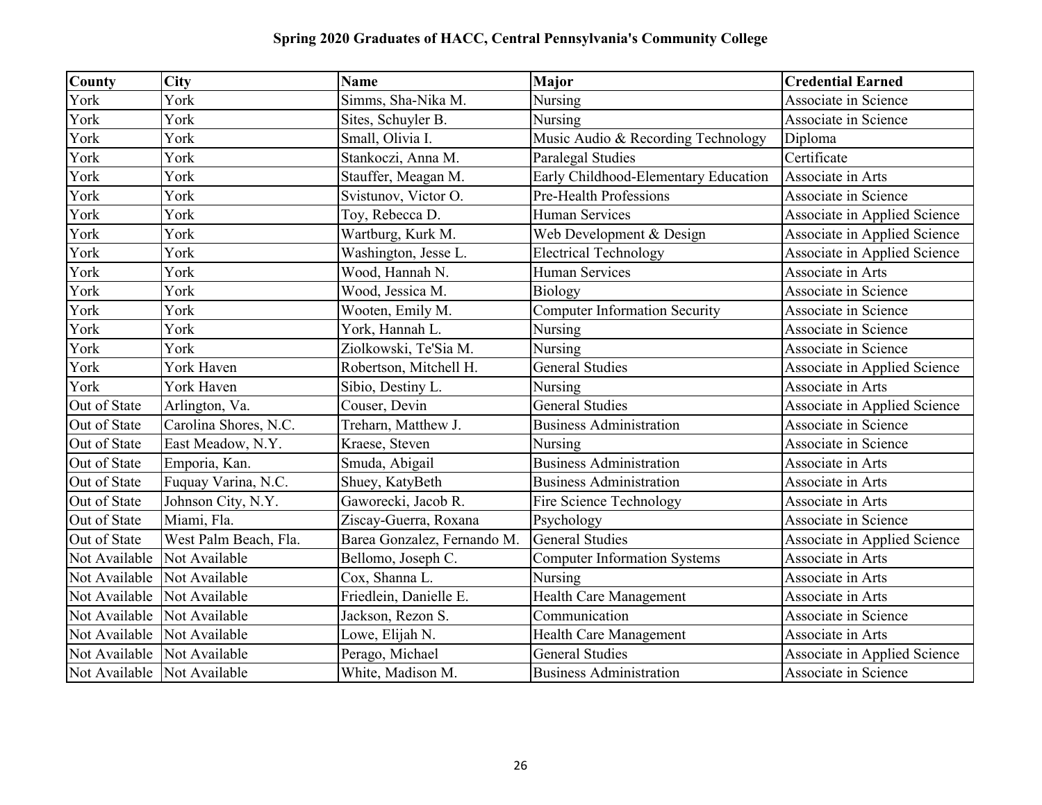## Spring 2020 Graduates of HACC, Central Pennsylvania's Community College

| County | City | Name | Major | Credential Earned |
|---|---|---|---|---|
| York | York | Simms, Sha-Nika M. | Nursing | Associate in Science |
| York | York | Sites, Schuyler B. | Nursing | Associate in Science |
| York | York | Small, Olivia I. | Music Audio & Recording Technology | Diploma |
| York | York | Stankoczi, Anna M. | Paralegal Studies | Certificate |
| York | York | Stauffer, Meagan M. | Early Childhood-Elementary Education | Associate in Arts |
| York | York | Svistunov, Victor O. | Pre-Health Professions | Associate in Science |
| York | York | Toy, Rebecca D. | Human Services | Associate in Applied Science |
| York | York | Wartburg, Kurk M. | Web Development & Design | Associate in Applied Science |
| York | York | Washington, Jesse L. | Electrical Technology | Associate in Applied Science |
| York | York | Wood, Hannah N. | Human Services | Associate in Arts |
| York | York | Wood, Jessica M. | Biology | Associate in Science |
| York | York | Wooten, Emily M. | Computer Information Security | Associate in Science |
| York | York | York, Hannah L. | Nursing | Associate in Science |
| York | York | Ziolkowski, Te'Sia M. | Nursing | Associate in Science |
| York | York Haven | Robertson, Mitchell H. | General Studies | Associate in Applied Science |
| York | York Haven | Sibio, Destiny L. | Nursing | Associate in Arts |
| Out of State | Arlington, Va. | Couser, Devin | General Studies | Associate in Applied Science |
| Out of State | Carolina Shores, N.C. | Treharn, Matthew J. | Business Administration | Associate in Science |
| Out of State | East Meadow, N.Y. | Kraese, Steven | Nursing | Associate in Science |
| Out of State | Emporia, Kan. | Smuda, Abigail | Business Administration | Associate in Arts |
| Out of State | Fuquay Varina, N.C. | Shuey, KatyBeth | Business Administration | Associate in Arts |
| Out of State | Johnson City, N.Y. | Gaworecki, Jacob R. | Fire Science Technology | Associate in Arts |
| Out of State | Miami, Fla. | Ziscay-Guerra, Roxana | Psychology | Associate in Science |
| Out of State | West Palm Beach, Fla. | Barea Gonzalez, Fernando M. | General Studies | Associate in Applied Science |
| Not Available | Not Available | Bellomo, Joseph C. | Computer Information Systems | Associate in Arts |
| Not Available | Not Available | Cox, Shanna L. | Nursing | Associate in Arts |
| Not Available | Not Available | Friedlein, Danielle E. | Health Care Management | Associate in Arts |
| Not Available | Not Available | Jackson, Rezon S. | Communication | Associate in Science |
| Not Available | Not Available | Lowe, Elijah N. | Health Care Management | Associate in Arts |
| Not Available | Not Available | Perago, Michael | General Studies | Associate in Applied Science |
| Not Available | Not Available | White, Madison M. | Business Administration | Associate in Science |